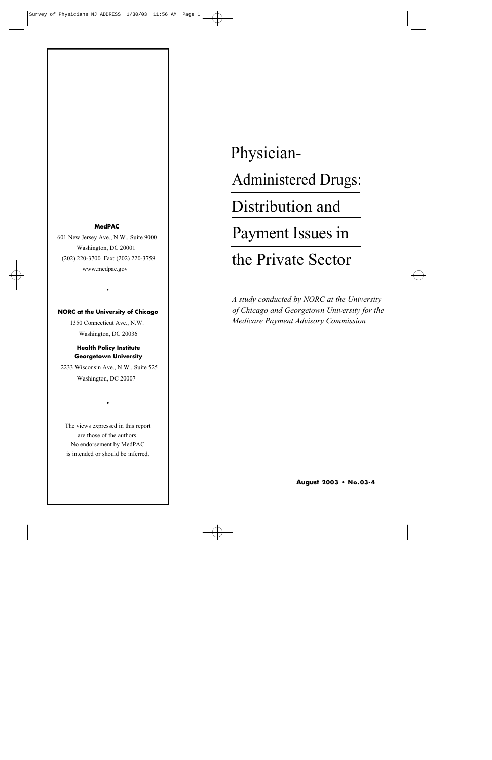# Physician-Administered Drugs: Distribution and Payment Issues in the Private Sector

*A study conducted by NORC at the University of Chicago and Georgetown University for the Medicare Payment Advisory Commission*

**August 2003 • No.03-4**

**MedPAC**

601 New Jersey Ave., N.W., Suite 9000
Washington, DC 20001
(202) 220-3700 Fax: (202) 220-3759
www.medpac.gov

•

**NORC at the University of Chicago**

1350 Connecticut Ave., N.W.
Washington, DC 20036

**Health Policy Institute**
**Georgetown University**

2233 Wisconsin Ave., N.W., Suite 525
Washington, DC 20007

•

The views expressed in this report are those of the authors. No endorsement by MedPAC is intended or should be inferred.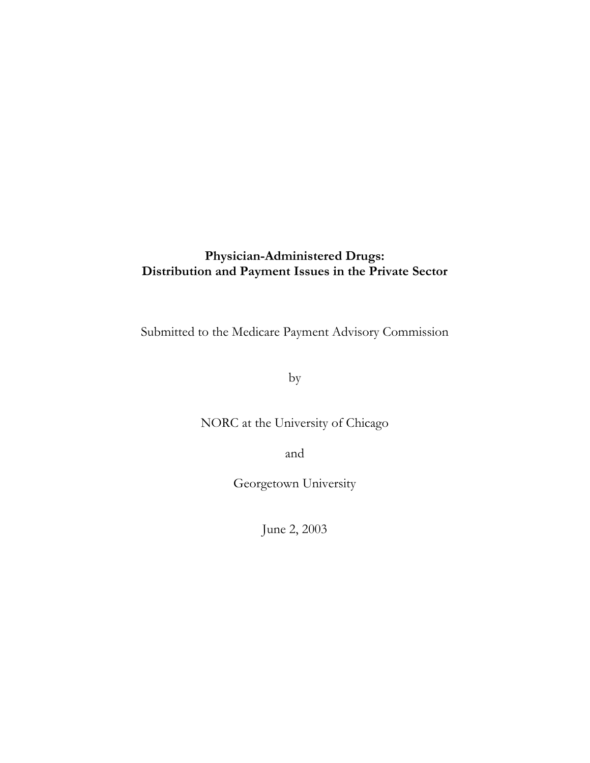**Physician-Administered Drugs:**
**Distribution and Payment Issues in the Private Sector**

Submitted to the Medicare Payment Advisory Commission

by

NORC at the University of Chicago

and

Georgetown University

June 2, 2003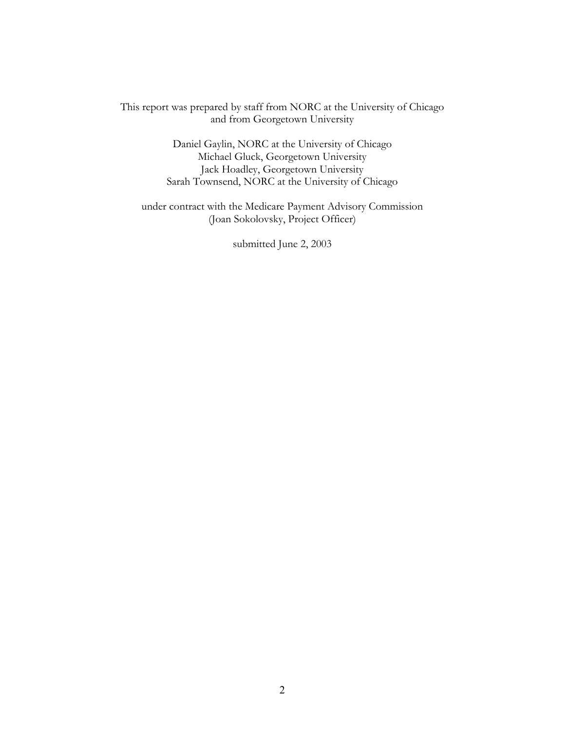This report was prepared by staff from NORC at the University of Chicago and from Georgetown University

Daniel Gaylin, NORC at the University of Chicago
Michael Gluck, Georgetown University
Jack Hoadley, Georgetown University
Sarah Townsend, NORC at the University of Chicago

under contract with the Medicare Payment Advisory Commission
(Joan Sokolovsky, Project Officer)

submitted June 2, 2003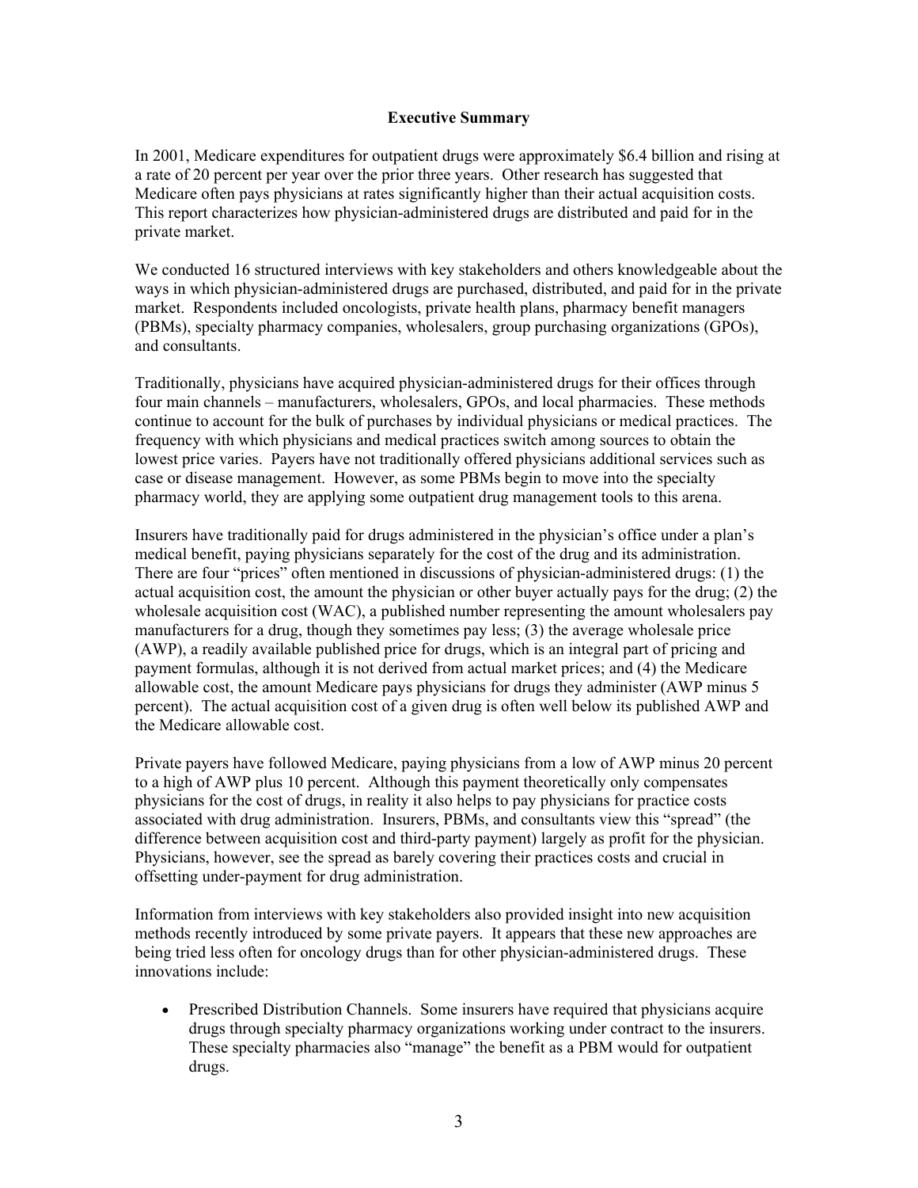## Executive Summary

In 2001, Medicare expenditures for outpatient drugs were approximately $6.4 billion and rising at a rate of 20 percent per year over the prior three years. Other research has suggested that Medicare often pays physicians at rates significantly higher than their actual acquisition costs. This report characterizes how physician-administered drugs are distributed and paid for in the private market.

We conducted 16 structured interviews with key stakeholders and others knowledgeable about the ways in which physician-administered drugs are purchased, distributed, and paid for in the private market. Respondents included oncologists, private health plans, pharmacy benefit managers (PBMs), specialty pharmacy companies, wholesalers, group purchasing organizations (GPOs), and consultants.

Traditionally, physicians have acquired physician-administered drugs for their offices through four main channels – manufacturers, wholesalers, GPOs, and local pharmacies. These methods continue to account for the bulk of purchases by individual physicians or medical practices. The frequency with which physicians and medical practices switch among sources to obtain the lowest price varies. Payers have not traditionally offered physicians additional services such as case or disease management. However, as some PBMs begin to move into the specialty pharmacy world, they are applying some outpatient drug management tools to this arena.

Insurers have traditionally paid for drugs administered in the physician's office under a plan's medical benefit, paying physicians separately for the cost of the drug and its administration. There are four "prices" often mentioned in discussions of physician-administered drugs: (1) the actual acquisition cost, the amount the physician or other buyer actually pays for the drug; (2) the wholesale acquisition cost (WAC), a published number representing the amount wholesalers pay manufacturers for a drug, though they sometimes pay less; (3) the average wholesale price (AWP), a readily available published price for drugs, which is an integral part of pricing and payment formulas, although it is not derived from actual market prices; and (4) the Medicare allowable cost, the amount Medicare pays physicians for drugs they administer (AWP minus 5 percent). The actual acquisition cost of a given drug is often well below its published AWP and the Medicare allowable cost.

Private payers have followed Medicare, paying physicians from a low of AWP minus 20 percent to a high of AWP plus 10 percent. Although this payment theoretically only compensates physicians for the cost of drugs, in reality it also helps to pay physicians for practice costs associated with drug administration. Insurers, PBMs, and consultants view this "spread" (the difference between acquisition cost and third-party payment) largely as profit for the physician. Physicians, however, see the spread as barely covering their practices costs and crucial in offsetting under-payment for drug administration.

Information from interviews with key stakeholders also provided insight into new acquisition methods recently introduced by some private payers. It appears that these new approaches are being tried less often for oncology drugs than for other physician-administered drugs. These innovations include:

- Prescribed Distribution Channels. Some insurers have required that physicians acquire drugs through specialty pharmacy organizations working under contract to the insurers. These specialty pharmacies also "manage" the benefit as a PBM would for outpatient drugs.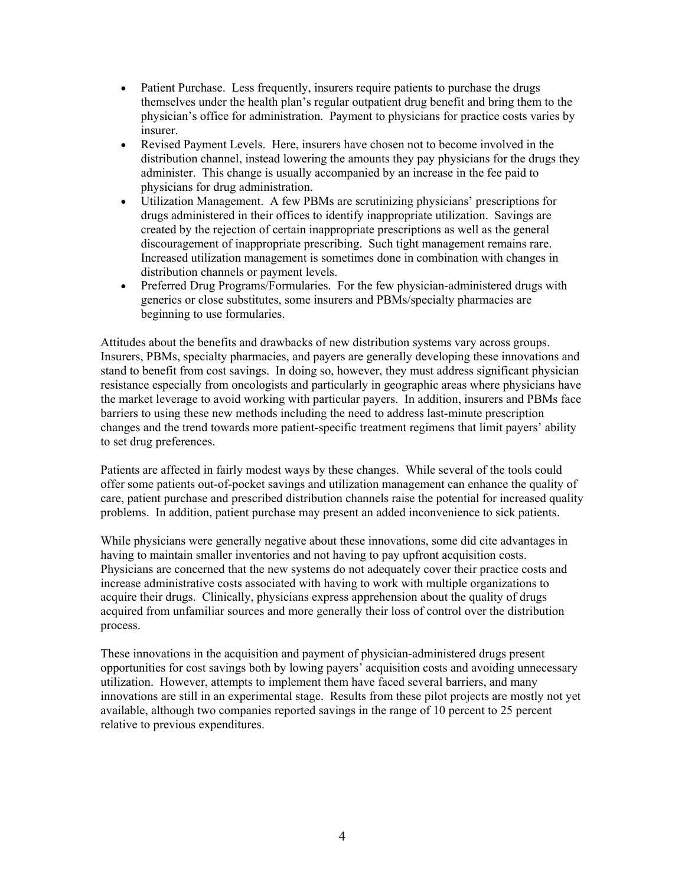- Patient Purchase. Less frequently, insurers require patients to purchase the drugs themselves under the health plan's regular outpatient drug benefit and bring them to the physician's office for administration. Payment to physicians for practice costs varies by insurer.
- Revised Payment Levels. Here, insurers have chosen not to become involved in the distribution channel, instead lowering the amounts they pay physicians for the drugs they administer. This change is usually accompanied by an increase in the fee paid to physicians for drug administration.
- Utilization Management. A few PBMs are scrutinizing physicians' prescriptions for drugs administered in their offices to identify inappropriate utilization. Savings are created by the rejection of certain inappropriate prescriptions as well as the general discouragement of inappropriate prescribing. Such tight management remains rare. Increased utilization management is sometimes done in combination with changes in distribution channels or payment levels.
- Preferred Drug Programs/Formularies. For the few physician-administered drugs with generics or close substitutes, some insurers and PBMs/specialty pharmacies are beginning to use formularies.

Attitudes about the benefits and drawbacks of new distribution systems vary across groups. Insurers, PBMs, specialty pharmacies, and payers are generally developing these innovations and stand to benefit from cost savings. In doing so, however, they must address significant physician resistance especially from oncologists and particularly in geographic areas where physicians have the market leverage to avoid working with particular payers. In addition, insurers and PBMs face barriers to using these new methods including the need to address last-minute prescription changes and the trend towards more patient-specific treatment regimens that limit payers' ability to set drug preferences.

Patients are affected in fairly modest ways by these changes. While several of the tools could offer some patients out-of-pocket savings and utilization management can enhance the quality of care, patient purchase and prescribed distribution channels raise the potential for increased quality problems. In addition, patient purchase may present an added inconvenience to sick patients.

While physicians were generally negative about these innovations, some did cite advantages in having to maintain smaller inventories and not having to pay upfront acquisition costs. Physicians are concerned that the new systems do not adequately cover their practice costs and increase administrative costs associated with having to work with multiple organizations to acquire their drugs. Clinically, physicians express apprehension about the quality of drugs acquired from unfamiliar sources and more generally their loss of control over the distribution process.

These innovations in the acquisition and payment of physician-administered drugs present opportunities for cost savings both by lowing payers' acquisition costs and avoiding unnecessary utilization. However, attempts to implement them have faced several barriers, and many innovations are still in an experimental stage. Results from these pilot projects are mostly not yet available, although two companies reported savings in the range of 10 percent to 25 percent relative to previous expenditures.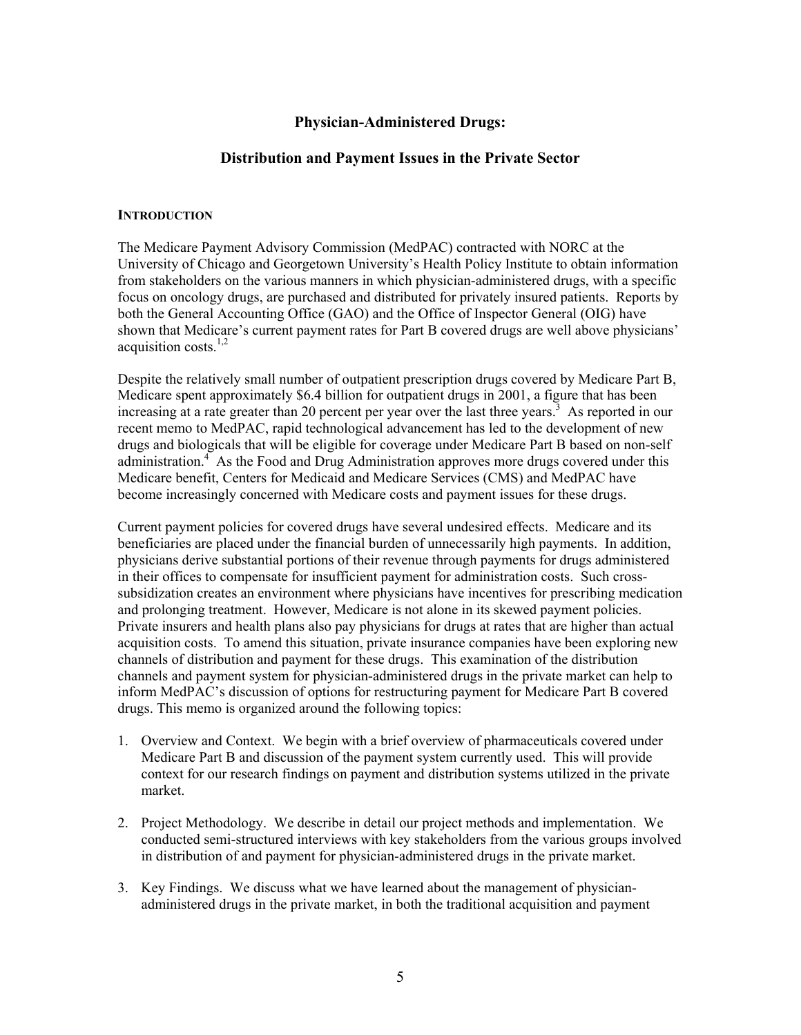**Physician-Administered Drugs:**

**Distribution and Payment Issues in the Private Sector**

## INTRODUCTION

The Medicare Payment Advisory Commission (MedPAC) contracted with NORC at the University of Chicago and Georgetown University's Health Policy Institute to obtain information from stakeholders on the various manners in which physician-administered drugs, with a specific focus on oncology drugs, are purchased and distributed for privately insured patients. Reports by both the General Accounting Office (GAO) and the Office of Inspector General (OIG) have shown that Medicare's current payment rates for Part B covered drugs are well above physicians' acquisition costs.[1,2]

Despite the relatively small number of outpatient prescription drugs covered by Medicare Part B, Medicare spent approximately $6.4 billion for outpatient drugs in 2001, a figure that has been increasing at a rate greater than 20 percent per year over the last three years.[3] As reported in our recent memo to MedPAC, rapid technological advancement has led to the development of new drugs and biologicals that will be eligible for coverage under Medicare Part B based on non-self administration.[4] As the Food and Drug Administration approves more drugs covered under this Medicare benefit, Centers for Medicaid and Medicare Services (CMS) and MedPAC have become increasingly concerned with Medicare costs and payment issues for these drugs.

Current payment policies for covered drugs have several undesired effects. Medicare and its beneficiaries are placed under the financial burden of unnecessarily high payments. In addition, physicians derive substantial portions of their revenue through payments for drugs administered in their offices to compensate for insufficient payment for administration costs. Such cross-subsidization creates an environment where physicians have incentives for prescribing medication and prolonging treatment. However, Medicare is not alone in its skewed payment policies. Private insurers and health plans also pay physicians for drugs at rates that are higher than actual acquisition costs. To amend this situation, private insurance companies have been exploring new channels of distribution and payment for these drugs. This examination of the distribution channels and payment system for physician-administered drugs in the private market can help to inform MedPAC's discussion of options for restructuring payment for Medicare Part B covered drugs. This memo is organized around the following topics:

1. Overview and Context. We begin with a brief overview of pharmaceuticals covered under Medicare Part B and discussion of the payment system currently used. This will provide context for our research findings on payment and distribution systems utilized in the private market.

2. Project Methodology. We describe in detail our project methods and implementation. We conducted semi-structured interviews with key stakeholders from the various groups involved in distribution of and payment for physician-administered drugs in the private market.

3. Key Findings. We discuss what we have learned about the management of physician-administered drugs in the private market, in both the traditional acquisition and payment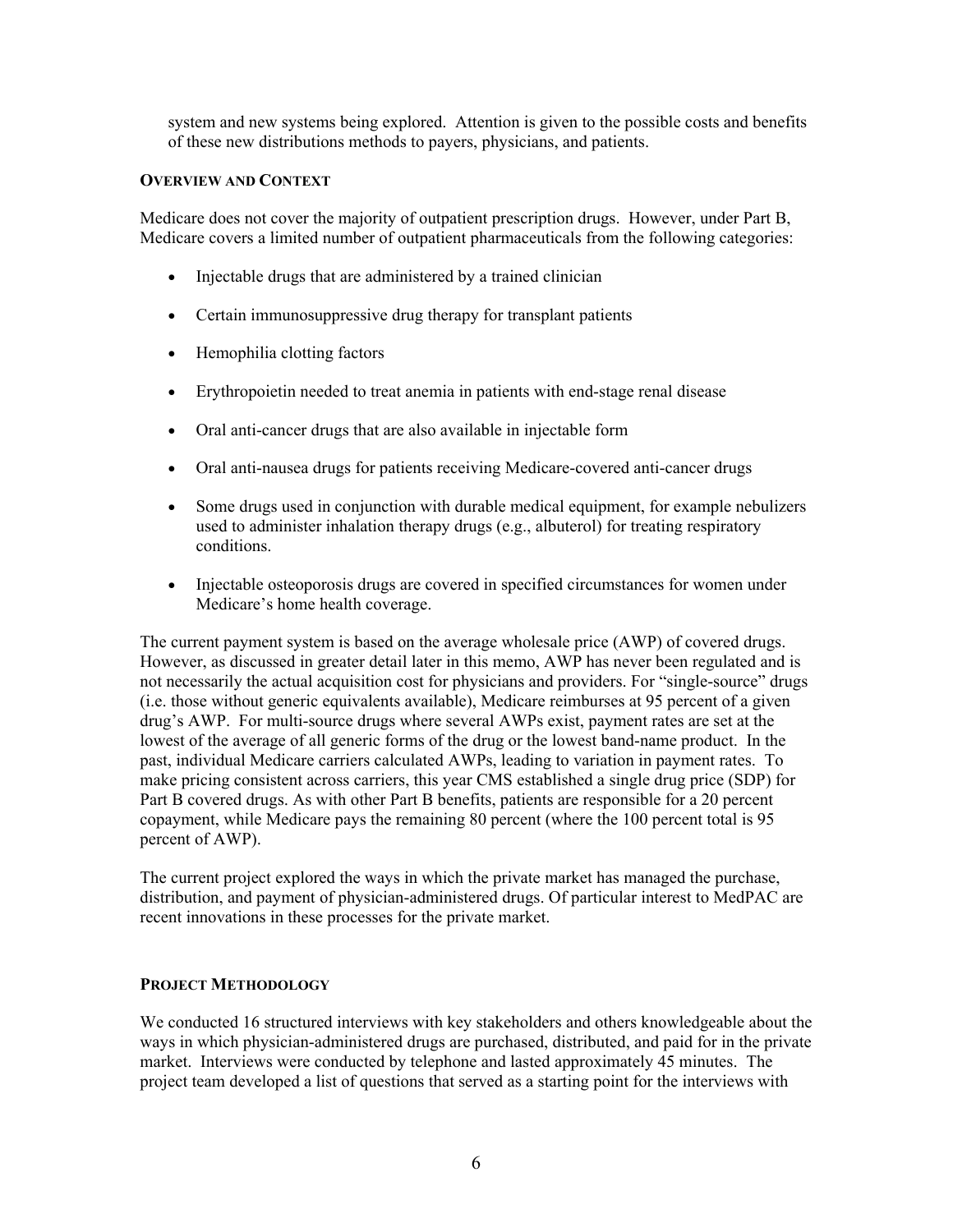system and new systems being explored. Attention is given to the possible costs and benefits of these new distributions methods to payers, physicians, and patients.

**OVERVIEW AND CONTEXT**

Medicare does not cover the majority of outpatient prescription drugs. However, under Part B, Medicare covers a limited number of outpatient pharmaceuticals from the following categories:

- Injectable drugs that are administered by a trained clinician
- Certain immunosuppressive drug therapy for transplant patients
- Hemophilia clotting factors
- Erythropoietin needed to treat anemia in patients with end-stage renal disease
- Oral anti-cancer drugs that are also available in injectable form
- Oral anti-nausea drugs for patients receiving Medicare-covered anti-cancer drugs
- Some drugs used in conjunction with durable medical equipment, for example nebulizers used to administer inhalation therapy drugs (e.g., albuterol) for treating respiratory conditions.
- Injectable osteoporosis drugs are covered in specified circumstances for women under Medicare's home health coverage.

The current payment system is based on the average wholesale price (AWP) of covered drugs. However, as discussed in greater detail later in this memo, AWP has never been regulated and is not necessarily the actual acquisition cost for physicians and providers. For "single-source" drugs (i.e. those without generic equivalents available), Medicare reimburses at 95 percent of a given drug's AWP. For multi-source drugs where several AWPs exist, payment rates are set at the lowest of the average of all generic forms of the drug or the lowest band-name product. In the past, individual Medicare carriers calculated AWPs, leading to variation in payment rates. To make pricing consistent across carriers, this year CMS established a single drug price (SDP) for Part B covered drugs. As with other Part B benefits, patients are responsible for a 20 percent copayment, while Medicare pays the remaining 80 percent (where the 100 percent total is 95 percent of AWP).

The current project explored the ways in which the private market has managed the purchase, distribution, and payment of physician-administered drugs. Of particular interest to MedPAC are recent innovations in these processes for the private market.

**PROJECT METHODOLOGY**

We conducted 16 structured interviews with key stakeholders and others knowledgeable about the ways in which physician-administered drugs are purchased, distributed, and paid for in the private market. Interviews were conducted by telephone and lasted approximately 45 minutes. The project team developed a list of questions that served as a starting point for the interviews with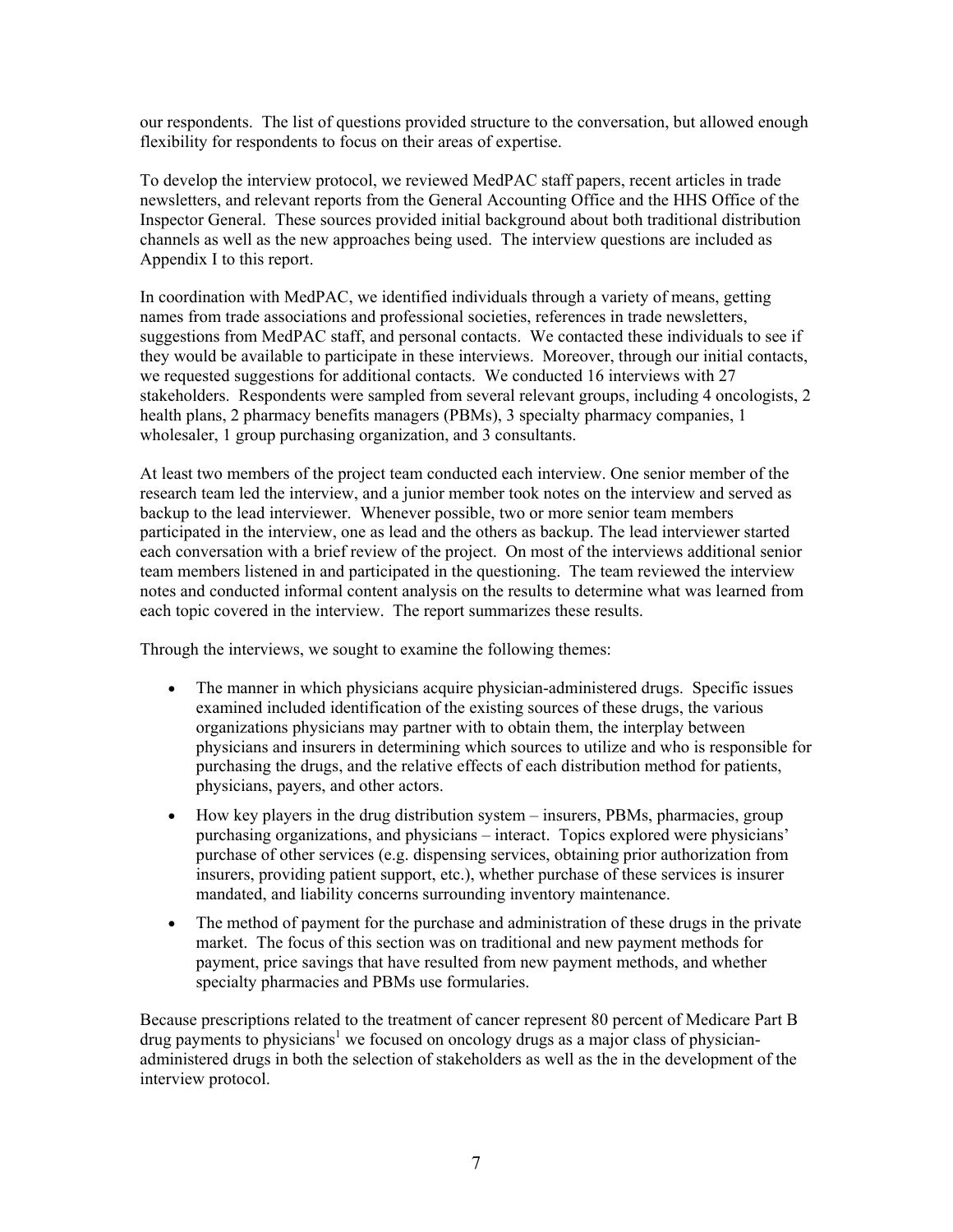our respondents. The list of questions provided structure to the conversation, but allowed enough flexibility for respondents to focus on their areas of expertise.

To develop the interview protocol, we reviewed MedPAC staff papers, recent articles in trade newsletters, and relevant reports from the General Accounting Office and the HHS Office of the Inspector General. These sources provided initial background about both traditional distribution channels as well as the new approaches being used. The interview questions are included as Appendix I to this report.

In coordination with MedPAC, we identified individuals through a variety of means, getting names from trade associations and professional societies, references in trade newsletters, suggestions from MedPAC staff, and personal contacts. We contacted these individuals to see if they would be available to participate in these interviews. Moreover, through our initial contacts, we requested suggestions for additional contacts. We conducted 16 interviews with 27 stakeholders. Respondents were sampled from several relevant groups, including 4 oncologists, 2 health plans, 2 pharmacy benefits managers (PBMs), 3 specialty pharmacy companies, 1 wholesaler, 1 group purchasing organization, and 3 consultants.

At least two members of the project team conducted each interview. One senior member of the research team led the interview, and a junior member took notes on the interview and served as backup to the lead interviewer. Whenever possible, two or more senior team members participated in the interview, one as lead and the others as backup. The lead interviewer started each conversation with a brief review of the project. On most of the interviews additional senior team members listened in and participated in the questioning. The team reviewed the interview notes and conducted informal content analysis on the results to determine what was learned from each topic covered in the interview. The report summarizes these results.

Through the interviews, we sought to examine the following themes:

- The manner in which physicians acquire physician-administered drugs. Specific issues examined included identification of the existing sources of these drugs, the various organizations physicians may partner with to obtain them, the interplay between physicians and insurers in determining which sources to utilize and who is responsible for purchasing the drugs, and the relative effects of each distribution method for patients, physicians, payers, and other actors.
- How key players in the drug distribution system – insurers, PBMs, pharmacies, group purchasing organizations, and physicians – interact. Topics explored were physicians' purchase of other services (e.g. dispensing services, obtaining prior authorization from insurers, providing patient support, etc.), whether purchase of these services is insurer mandated, and liability concerns surrounding inventory maintenance.
- The method of payment for the purchase and administration of these drugs in the private market. The focus of this section was on traditional and new payment methods for payment, price savings that have resulted from new payment methods, and whether specialty pharmacies and PBMs use formularies.

Because prescriptions related to the treatment of cancer represent 80 percent of Medicare Part B drug payments to physicians[1] we focused on oncology drugs as a major class of physician-administered drugs in both the selection of stakeholders as well as the in the development of the interview protocol.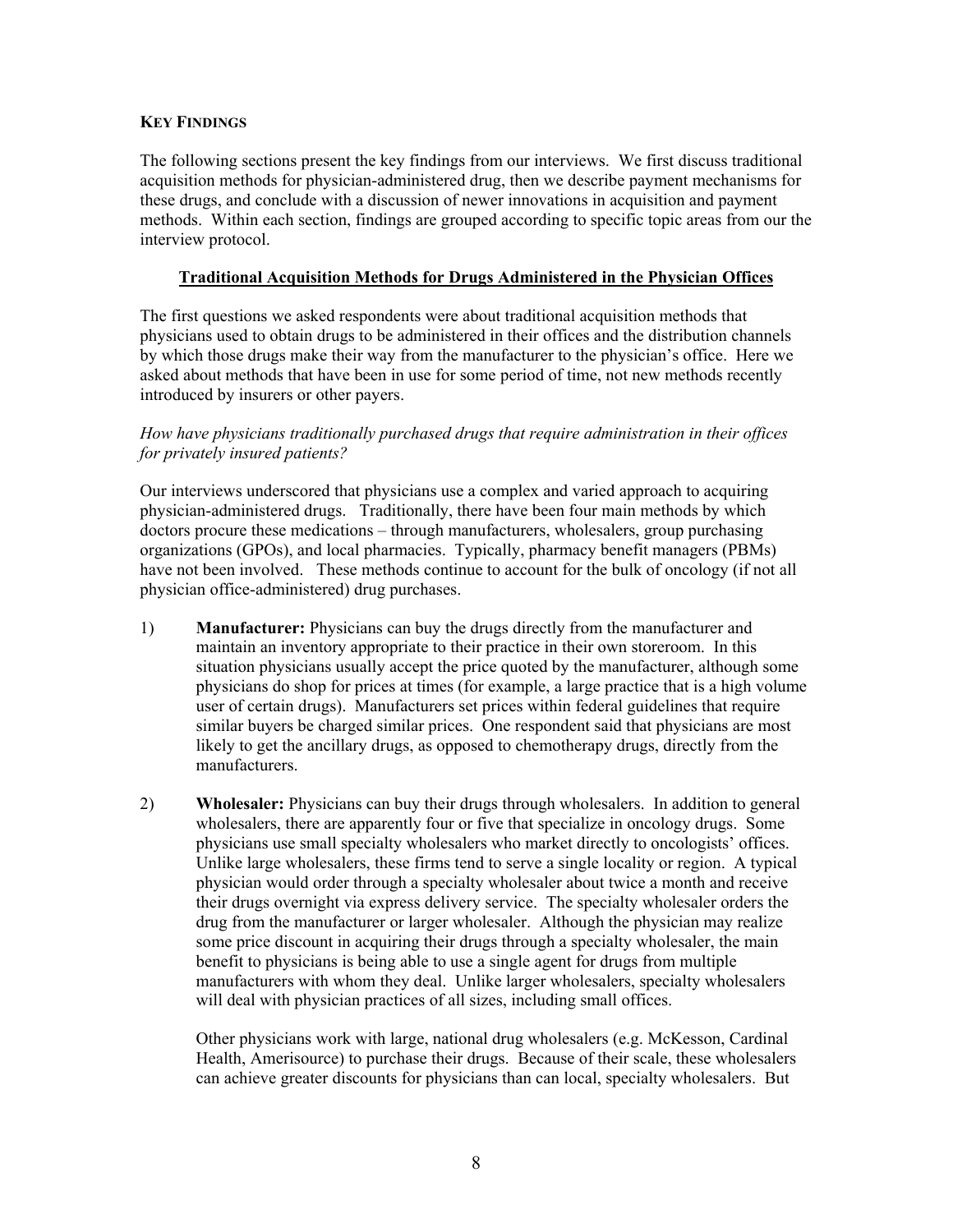## KEY FINDINGS

The following sections present the key findings from our interviews. We first discuss traditional acquisition methods for physician-administered drug, then we describe payment mechanisms for these drugs, and conclude with a discussion of newer innovations in acquisition and payment methods. Within each section, findings are grouped according to specific topic areas from our the interview protocol.

### Traditional Acquisition Methods for Drugs Administered in the Physician Offices

The first questions we asked respondents were about traditional acquisition methods that physicians used to obtain drugs to be administered in their offices and the distribution channels by which those drugs make their way from the manufacturer to the physician's office. Here we asked about methods that have been in use for some period of time, not new methods recently introduced by insurers or other payers.

*How have physicians traditionally purchased drugs that require administration in their offices for privately insured patients?*

Our interviews underscored that physicians use a complex and varied approach to acquiring physician-administered drugs. Traditionally, there have been four main methods by which doctors procure these medications – through manufacturers, wholesalers, group purchasing organizations (GPOs), and local pharmacies. Typically, pharmacy benefit managers (PBMs) have not been involved. These methods continue to account for the bulk of oncology (if not all physician office-administered) drug purchases.

1) **Manufacturer:** Physicians can buy the drugs directly from the manufacturer and maintain an inventory appropriate to their practice in their own storeroom. In this situation physicians usually accept the price quoted by the manufacturer, although some physicians do shop for prices at times (for example, a large practice that is a high volume user of certain drugs). Manufacturers set prices within federal guidelines that require similar buyers be charged similar prices. One respondent said that physicians are most likely to get the ancillary drugs, as opposed to chemotherapy drugs, directly from the manufacturers.

2) **Wholesaler:** Physicians can buy their drugs through wholesalers. In addition to general wholesalers, there are apparently four or five that specialize in oncology drugs. Some physicians use small specialty wholesalers who market directly to oncologists' offices. Unlike large wholesalers, these firms tend to serve a single locality or region. A typical physician would order through a specialty wholesaler about twice a month and receive their drugs overnight via express delivery service. The specialty wholesaler orders the drug from the manufacturer or larger wholesaler. Although the physician may realize some price discount in acquiring their drugs through a specialty wholesaler, the main benefit to physicians is being able to use a single agent for drugs from multiple manufacturers with whom they deal. Unlike larger wholesalers, specialty wholesalers will deal with physician practices of all sizes, including small offices.

   Other physicians work with large, national drug wholesalers (e.g. McKesson, Cardinal Health, Amerisource) to purchase their drugs. Because of their scale, these wholesalers can achieve greater discounts for physicians than can local, specialty wholesalers. But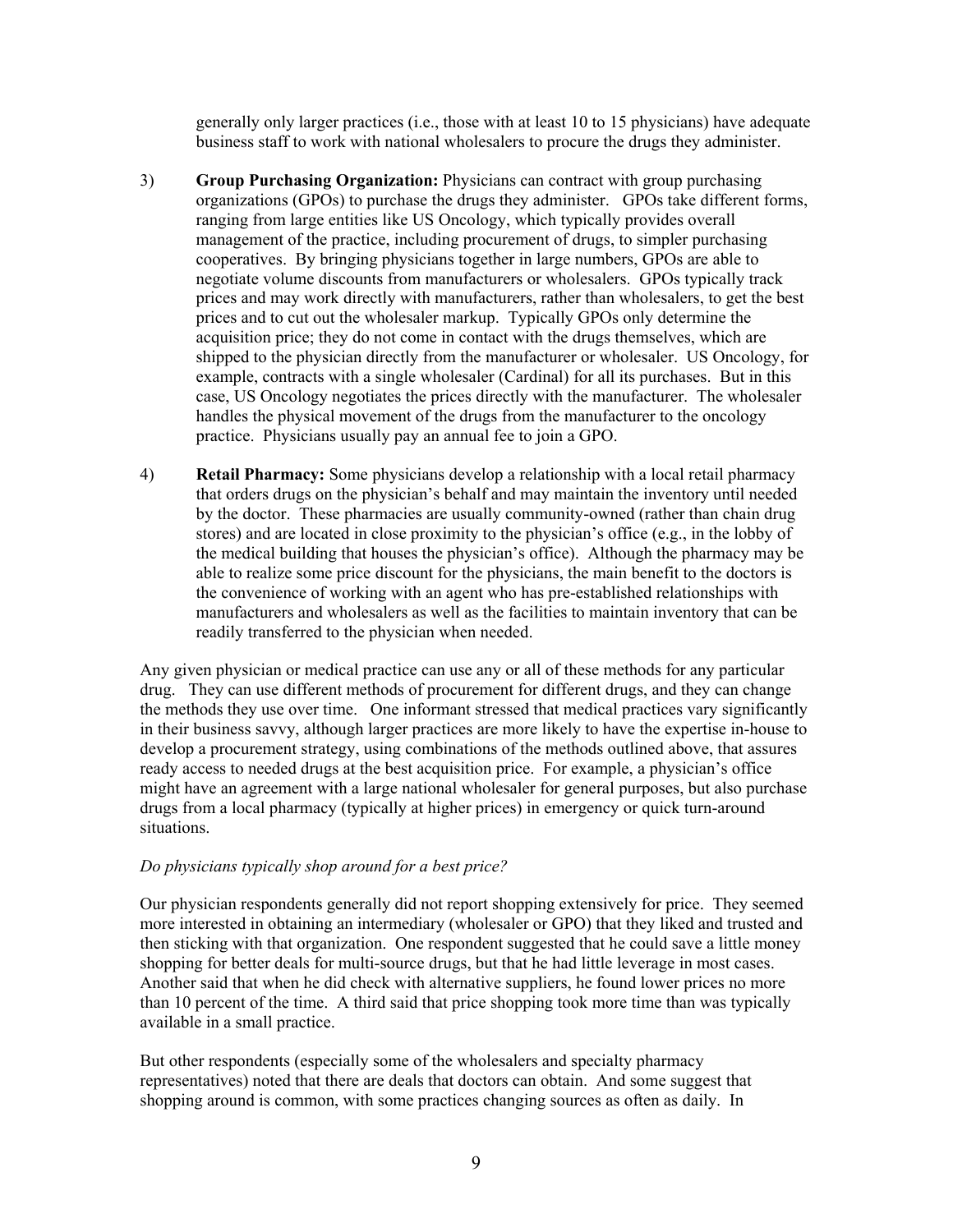generally only larger practices (i.e., those with at least 10 to 15 physicians) have adequate business staff to work with national wholesalers to procure the drugs they administer.

3) **Group Purchasing Organization:** Physicians can contract with group purchasing organizations (GPOs) to purchase the drugs they administer. GPOs take different forms, ranging from large entities like US Oncology, which typically provides overall management of the practice, including procurement of drugs, to simpler purchasing cooperatives. By bringing physicians together in large numbers, GPOs are able to negotiate volume discounts from manufacturers or wholesalers. GPOs typically track prices and may work directly with manufacturers, rather than wholesalers, to get the best prices and to cut out the wholesaler markup. Typically GPOs only determine the acquisition price; they do not come in contact with the drugs themselves, which are shipped to the physician directly from the manufacturer or wholesaler. US Oncology, for example, contracts with a single wholesaler (Cardinal) for all its purchases. But in this case, US Oncology negotiates the prices directly with the manufacturer. The wholesaler handles the physical movement of the drugs from the manufacturer to the oncology practice. Physicians usually pay an annual fee to join a GPO.

4) **Retail Pharmacy:** Some physicians develop a relationship with a local retail pharmacy that orders drugs on the physician's behalf and may maintain the inventory until needed by the doctor. These pharmacies are usually community-owned (rather than chain drug stores) and are located in close proximity to the physician's office (e.g., in the lobby of the medical building that houses the physician's office). Although the pharmacy may be able to realize some price discount for the physicians, the main benefit to the doctors is the convenience of working with an agent who has pre-established relationships with manufacturers and wholesalers as well as the facilities to maintain inventory that can be readily transferred to the physician when needed.

Any given physician or medical practice can use any or all of these methods for any particular drug. They can use different methods of procurement for different drugs, and they can change the methods they use over time. One informant stressed that medical practices vary significantly in their business savvy, although larger practices are more likely to have the expertise in-house to develop a procurement strategy, using combinations of the methods outlined above, that assures ready access to needed drugs at the best acquisition price. For example, a physician's office might have an agreement with a large national wholesaler for general purposes, but also purchase drugs from a local pharmacy (typically at higher prices) in emergency or quick turn-around situations.

*Do physicians typically shop around for a best price?*

Our physician respondents generally did not report shopping extensively for price. They seemed more interested in obtaining an intermediary (wholesaler or GPO) that they liked and trusted and then sticking with that organization. One respondent suggested that he could save a little money shopping for better deals for multi-source drugs, but that he had little leverage in most cases. Another said that when he did check with alternative suppliers, he found lower prices no more than 10 percent of the time. A third said that price shopping took more time than was typically available in a small practice.

But other respondents (especially some of the wholesalers and specialty pharmacy representatives) noted that there are deals that doctors can obtain. And some suggest that shopping around is common, with some practices changing sources as often as daily. In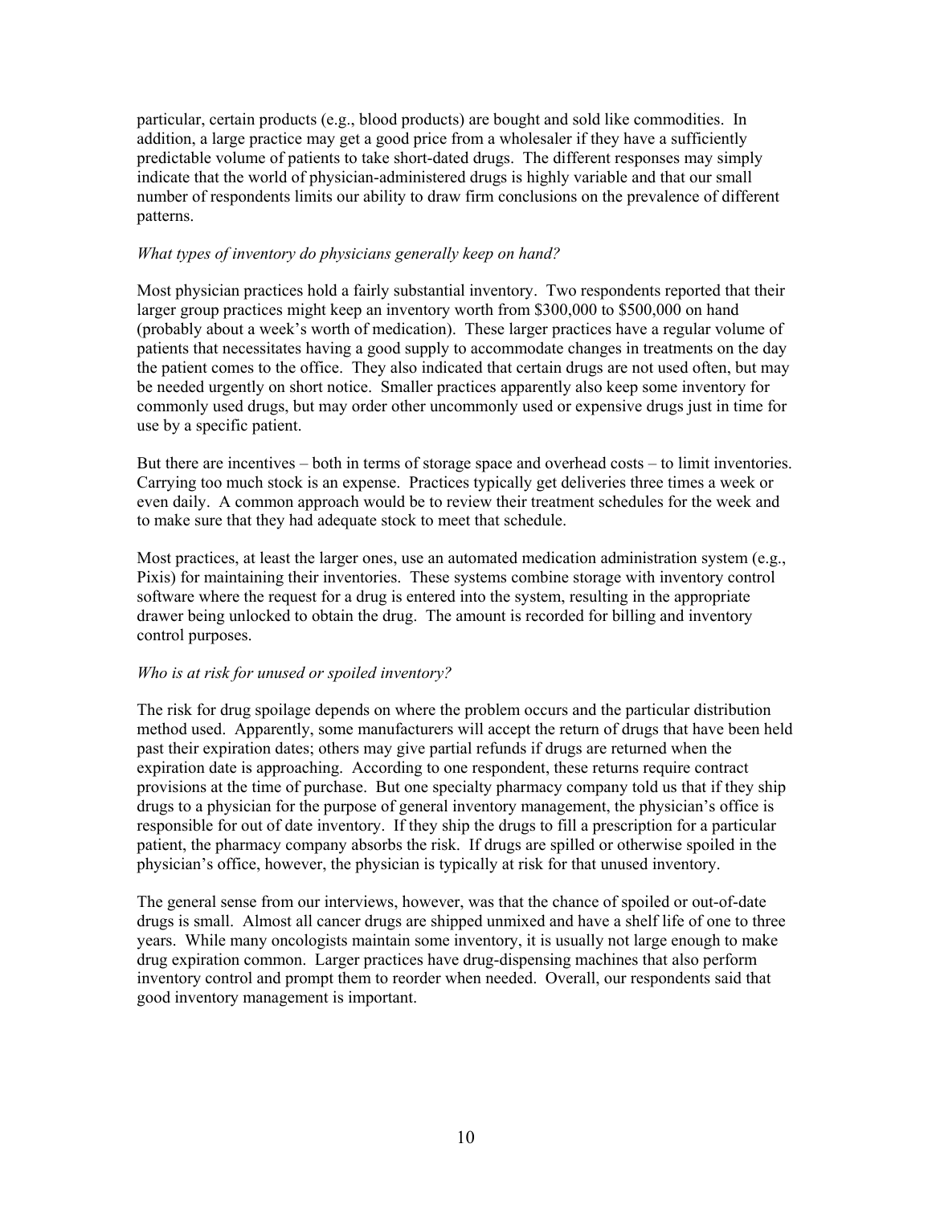particular, certain products (e.g., blood products) are bought and sold like commodities. In addition, a large practice may get a good price from a wholesaler if they have a sufficiently predictable volume of patients to take short-dated drugs. The different responses may simply indicate that the world of physician-administered drugs is highly variable and that our small number of respondents limits our ability to draw firm conclusions on the prevalence of different patterns.

*What types of inventory do physicians generally keep on hand?*

Most physician practices hold a fairly substantial inventory. Two respondents reported that their larger group practices might keep an inventory worth from $300,000 to $500,000 on hand (probably about a week's worth of medication). These larger practices have a regular volume of patients that necessitates having a good supply to accommodate changes in treatments on the day the patient comes to the office. They also indicated that certain drugs are not used often, but may be needed urgently on short notice. Smaller practices apparently also keep some inventory for commonly used drugs, but may order other uncommonly used or expensive drugs just in time for use by a specific patient.

But there are incentives – both in terms of storage space and overhead costs – to limit inventories. Carrying too much stock is an expense. Practices typically get deliveries three times a week or even daily. A common approach would be to review their treatment schedules for the week and to make sure that they had adequate stock to meet that schedule.

Most practices, at least the larger ones, use an automated medication administration system (e.g., Pixis) for maintaining their inventories. These systems combine storage with inventory control software where the request for a drug is entered into the system, resulting in the appropriate drawer being unlocked to obtain the drug. The amount is recorded for billing and inventory control purposes.

*Who is at risk for unused or spoiled inventory?*

The risk for drug spoilage depends on where the problem occurs and the particular distribution method used. Apparently, some manufacturers will accept the return of drugs that have been held past their expiration dates; others may give partial refunds if drugs are returned when the expiration date is approaching. According to one respondent, these returns require contract provisions at the time of purchase. But one specialty pharmacy company told us that if they ship drugs to a physician for the purpose of general inventory management, the physician's office is responsible for out of date inventory. If they ship the drugs to fill a prescription for a particular patient, the pharmacy company absorbs the risk. If drugs are spilled or otherwise spoiled in the physician's office, however, the physician is typically at risk for that unused inventory.

The general sense from our interviews, however, was that the chance of spoiled or out-of-date drugs is small. Almost all cancer drugs are shipped unmixed and have a shelf life of one to three years. While many oncologists maintain some inventory, it is usually not large enough to make drug expiration common. Larger practices have drug-dispensing machines that also perform inventory control and prompt them to reorder when needed. Overall, our respondents said that good inventory management is important.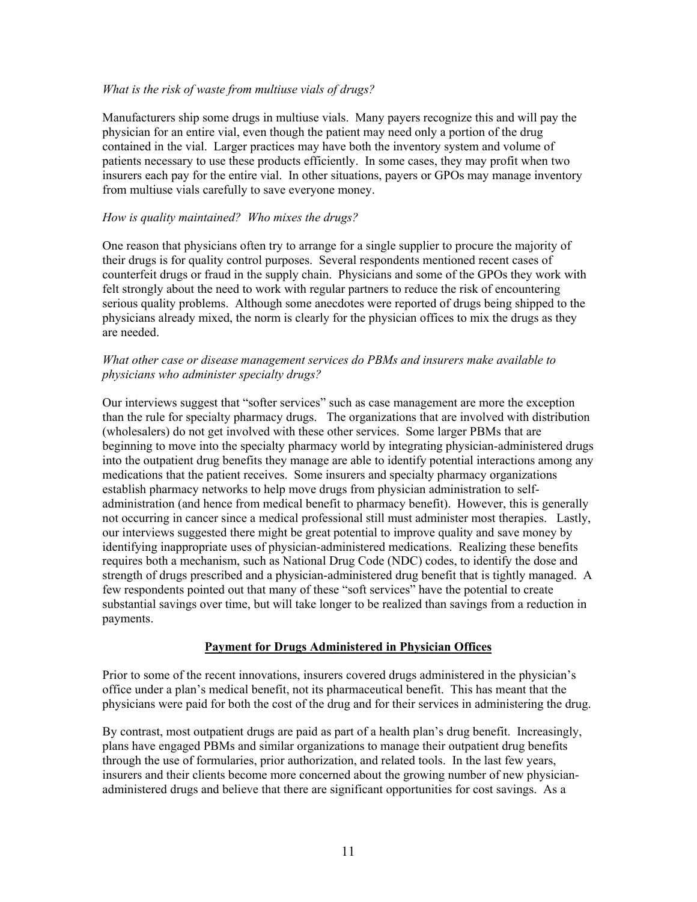*What is the risk of waste from multiuse vials of drugs?*

Manufacturers ship some drugs in multiuse vials. Many payers recognize this and will pay the physician for an entire vial, even though the patient may need only a portion of the drug contained in the vial. Larger practices may have both the inventory system and volume of patients necessary to use these products efficiently. In some cases, they may profit when two insurers each pay for the entire vial. In other situations, payers or GPOs may manage inventory from multiuse vials carefully to save everyone money.

*How is quality maintained? Who mixes the drugs?*

One reason that physicians often try to arrange for a single supplier to procure the majority of their drugs is for quality control purposes. Several respondents mentioned recent cases of counterfeit drugs or fraud in the supply chain. Physicians and some of the GPOs they work with felt strongly about the need to work with regular partners to reduce the risk of encountering serious quality problems. Although some anecdotes were reported of drugs being shipped to the physicians already mixed, the norm is clearly for the physician offices to mix the drugs as they are needed.

*What other case or disease management services do PBMs and insurers make available to physicians who administer specialty drugs?*

Our interviews suggest that "softer services" such as case management are more the exception than the rule for specialty pharmacy drugs. The organizations that are involved with distribution (wholesalers) do not get involved with these other services. Some larger PBMs that are beginning to move into the specialty pharmacy world by integrating physician-administered drugs into the outpatient drug benefits they manage are able to identify potential interactions among any medications that the patient receives. Some insurers and specialty pharmacy organizations establish pharmacy networks to help move drugs from physician administration to self-administration (and hence from medical benefit to pharmacy benefit). However, this is generally not occurring in cancer since a medical professional still must administer most therapies. Lastly, our interviews suggested there might be great potential to improve quality and save money by identifying inappropriate uses of physician-administered medications. Realizing these benefits requires both a mechanism, such as National Drug Code (NDC) codes, to identify the dose and strength of drugs prescribed and a physician-administered drug benefit that is tightly managed. A few respondents pointed out that many of these "soft services" have the potential to create substantial savings over time, but will take longer to be realized than savings from a reduction in payments.

## Payment for Drugs Administered in Physician Offices

Prior to some of the recent innovations, insurers covered drugs administered in the physician's office under a plan's medical benefit, not its pharmaceutical benefit. This has meant that the physicians were paid for both the cost of the drug and for their services in administering the drug.

By contrast, most outpatient drugs are paid as part of a health plan's drug benefit. Increasingly, plans have engaged PBMs and similar organizations to manage their outpatient drug benefits through the use of formularies, prior authorization, and related tools. In the last few years, insurers and their clients become more concerned about the growing number of new physician-administered drugs and believe that there are significant opportunities for cost savings. As a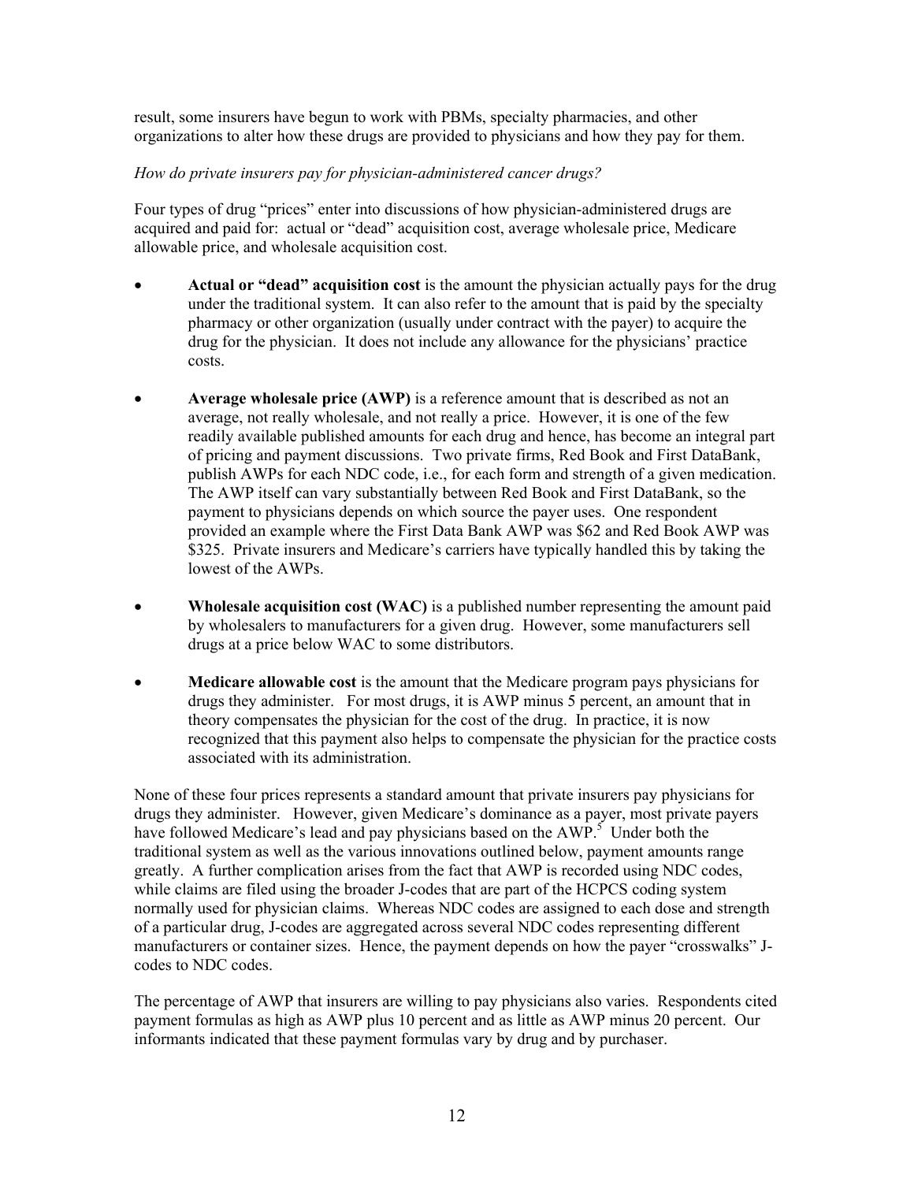result, some insurers have begun to work with PBMs, specialty pharmacies, and other organizations to alter how these drugs are provided to physicians and how they pay for them.

*How do private insurers pay for physician-administered cancer drugs?*

Four types of drug "prices" enter into discussions of how physician-administered drugs are acquired and paid for: actual or "dead" acquisition cost, average wholesale price, Medicare allowable price, and wholesale acquisition cost.

- **Actual or "dead" acquisition cost** is the amount the physician actually pays for the drug under the traditional system. It can also refer to the amount that is paid by the specialty pharmacy or other organization (usually under contract with the payer) to acquire the drug for the physician. It does not include any allowance for the physicians' practice costs.

- **Average wholesale price (AWP)** is a reference amount that is described as not an average, not really wholesale, and not really a price. However, it is one of the few readily available published amounts for each drug and hence, has become an integral part of pricing and payment discussions. Two private firms, Red Book and First DataBank, publish AWPs for each NDC code, i.e., for each form and strength of a given medication. The AWP itself can vary substantially between Red Book and First DataBank, so the payment to physicians depends on which source the payer uses. One respondent provided an example where the First Data Bank AWP was $62 and Red Book AWP was $325. Private insurers and Medicare's carriers have typically handled this by taking the lowest of the AWPs.

- **Wholesale acquisition cost (WAC)** is a published number representing the amount paid by wholesalers to manufacturers for a given drug. However, some manufacturers sell drugs at a price below WAC to some distributors.

- **Medicare allowable cost** is the amount that the Medicare program pays physicians for drugs they administer. For most drugs, it is AWP minus 5 percent, an amount that in theory compensates the physician for the cost of the drug. In practice, it is now recognized that this payment also helps to compensate the physician for the practice costs associated with its administration.

None of these four prices represents a standard amount that private insurers pay physicians for drugs they administer. However, given Medicare's dominance as a payer, most private payers have followed Medicare's lead and pay physicians based on the AWP.[5] Under both the traditional system as well as the various innovations outlined below, payment amounts range greatly. A further complication arises from the fact that AWP is recorded using NDC codes, while claims are filed using the broader J-codes that are part of the HCPCS coding system normally used for physician claims. Whereas NDC codes are assigned to each dose and strength of a particular drug, J-codes are aggregated across several NDC codes representing different manufacturers or container sizes. Hence, the payment depends on how the payer "crosswalks" J-codes to NDC codes.

The percentage of AWP that insurers are willing to pay physicians also varies. Respondents cited payment formulas as high as AWP plus 10 percent and as little as AWP minus 20 percent. Our informants indicated that these payment formulas vary by drug and by purchaser.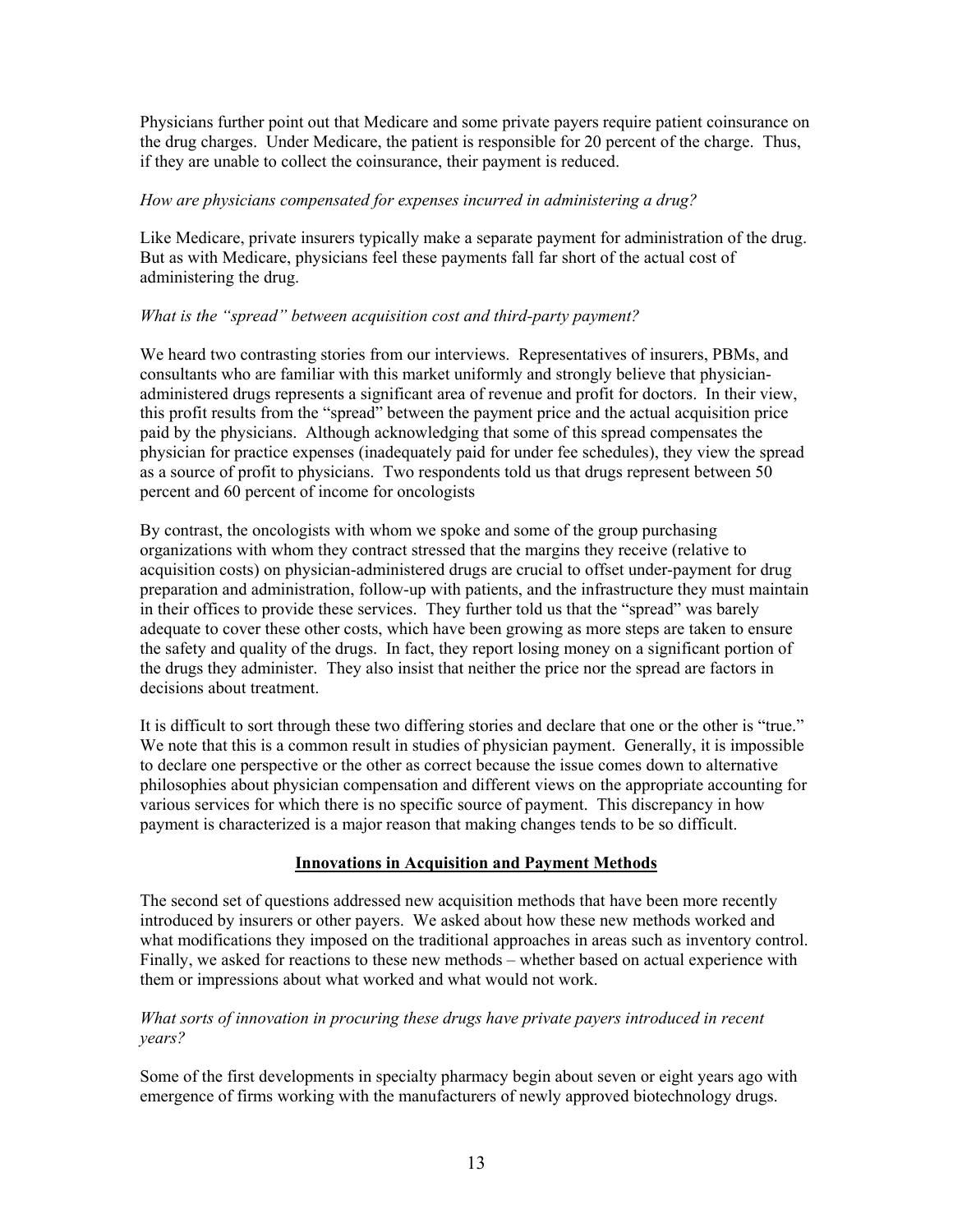Physicians further point out that Medicare and some private payers require patient coinsurance on the drug charges. Under Medicare, the patient is responsible for 20 percent of the charge. Thus, if they are unable to collect the coinsurance, their payment is reduced.

*How are physicians compensated for expenses incurred in administering a drug?*

Like Medicare, private insurers typically make a separate payment for administration of the drug. But as with Medicare, physicians feel these payments fall far short of the actual cost of administering the drug.

*What is the "spread" between acquisition cost and third-party payment?*

We heard two contrasting stories from our interviews. Representatives of insurers, PBMs, and consultants who are familiar with this market uniformly and strongly believe that physician-administered drugs represents a significant area of revenue and profit for doctors. In their view, this profit results from the "spread" between the payment price and the actual acquisition price paid by the physicians. Although acknowledging that some of this spread compensates the physician for practice expenses (inadequately paid for under fee schedules), they view the spread as a source of profit to physicians. Two respondents told us that drugs represent between 50 percent and 60 percent of income for oncologists

By contrast, the oncologists with whom we spoke and some of the group purchasing organizations with whom they contract stressed that the margins they receive (relative to acquisition costs) on physician-administered drugs are crucial to offset under-payment for drug preparation and administration, follow-up with patients, and the infrastructure they must maintain in their offices to provide these services. They further told us that the "spread" was barely adequate to cover these other costs, which have been growing as more steps are taken to ensure the safety and quality of the drugs. In fact, they report losing money on a significant portion of the drugs they administer. They also insist that neither the price nor the spread are factors in decisions about treatment.

It is difficult to sort through these two differing stories and declare that one or the other is "true." We note that this is a common result in studies of physician payment. Generally, it is impossible to declare one perspective or the other as correct because the issue comes down to alternative philosophies about physician compensation and different views on the appropriate accounting for various services for which there is no specific source of payment. This discrepancy in how payment is characterized is a major reason that making changes tends to be so difficult.

## Innovations in Acquisition and Payment Methods

The second set of questions addressed new acquisition methods that have been more recently introduced by insurers or other payers. We asked about how these new methods worked and what modifications they imposed on the traditional approaches in areas such as inventory control. Finally, we asked for reactions to these new methods – whether based on actual experience with them or impressions about what worked and what would not work.

*What sorts of innovation in procuring these drugs have private payers introduced in recent years?*

Some of the first developments in specialty pharmacy begin about seven or eight years ago with emergence of firms working with the manufacturers of newly approved biotechnology drugs.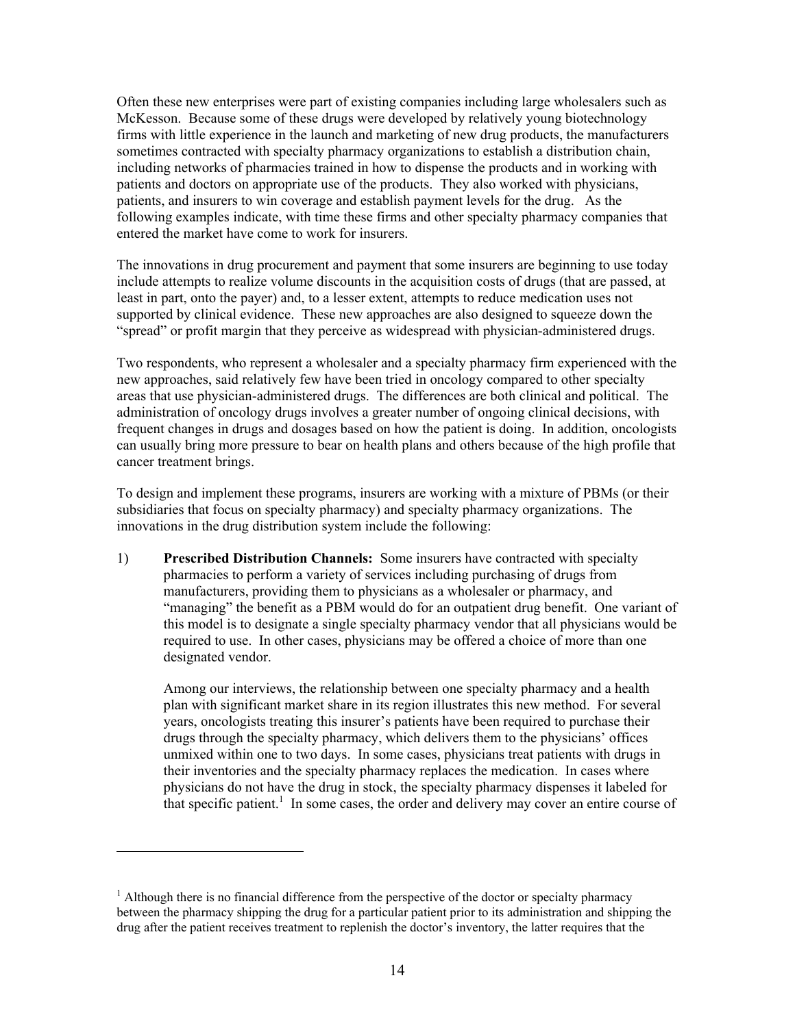Often these new enterprises were part of existing companies including large wholesalers such as McKesson. Because some of these drugs were developed by relatively young biotechnology firms with little experience in the launch and marketing of new drug products, the manufacturers sometimes contracted with specialty pharmacy organizations to establish a distribution chain, including networks of pharmacies trained in how to dispense the products and in working with patients and doctors on appropriate use of the products. They also worked with physicians, patients, and insurers to win coverage and establish payment levels for the drug. As the following examples indicate, with time these firms and other specialty pharmacy companies that entered the market have come to work for insurers.

The innovations in drug procurement and payment that some insurers are beginning to use today include attempts to realize volume discounts in the acquisition costs of drugs (that are passed, at least in part, onto the payer) and, to a lesser extent, attempts to reduce medication uses not supported by clinical evidence. These new approaches are also designed to squeeze down the "spread" or profit margin that they perceive as widespread with physician-administered drugs.

Two respondents, who represent a wholesaler and a specialty pharmacy firm experienced with the new approaches, said relatively few have been tried in oncology compared to other specialty areas that use physician-administered drugs. The differences are both clinical and political. The administration of oncology drugs involves a greater number of ongoing clinical decisions, with frequent changes in drugs and dosages based on how the patient is doing. In addition, oncologists can usually bring more pressure to bear on health plans and others because of the high profile that cancer treatment brings.

To design and implement these programs, insurers are working with a mixture of PBMs (or their subsidiaries that focus on specialty pharmacy) and specialty pharmacy organizations. The innovations in the drug distribution system include the following:

1) **Prescribed Distribution Channels:** Some insurers have contracted with specialty pharmacies to perform a variety of services including purchasing of drugs from manufacturers, providing them to physicians as a wholesaler or pharmacy, and "managing" the benefit as a PBM would do for an outpatient drug benefit. One variant of this model is to designate a single specialty pharmacy vendor that all physicians would be required to use. In other cases, physicians may be offered a choice of more than one designated vendor.

   Among our interviews, the relationship between one specialty pharmacy and a health plan with significant market share in its region illustrates this new method. For several years, oncologists treating this insurer's patients have been required to purchase their drugs through the specialty pharmacy, which delivers them to the physicians' offices unmixed within one to two days. In some cases, physicians treat patients with drugs in their inventories and the specialty pharmacy replaces the medication. In cases where physicians do not have the drug in stock, the specialty pharmacy dispenses it labeled for that specific patient.[1] In some cases, the order and delivery may cover an entire course of

[1] Although there is no financial difference from the perspective of the doctor or specialty pharmacy between the pharmacy shipping the drug for a particular patient prior to its administration and shipping the drug after the patient receives treatment to replenish the doctor's inventory, the latter requires that the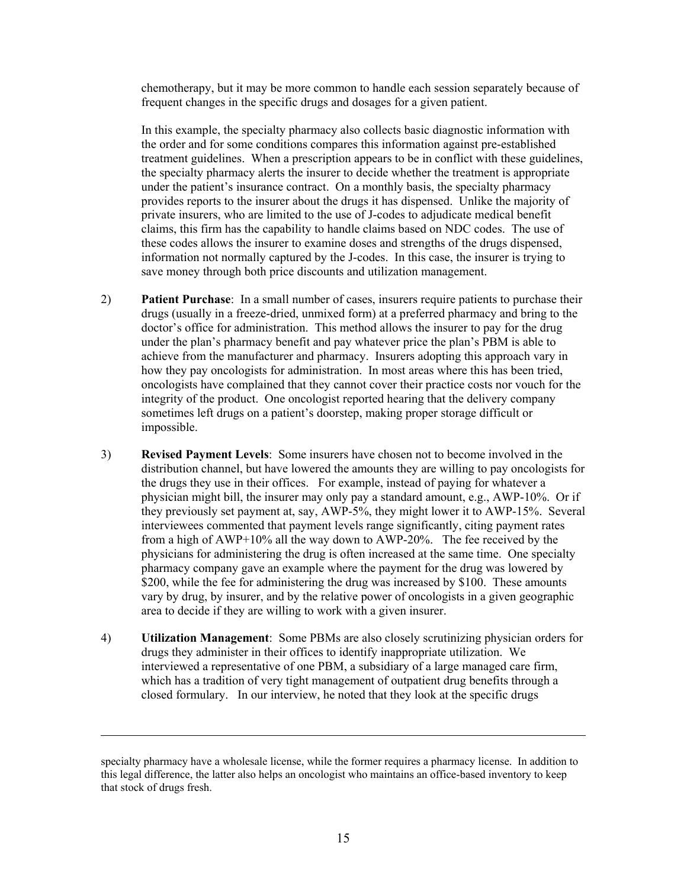chemotherapy, but it may be more common to handle each session separately because of frequent changes in the specific drugs and dosages for a given patient.

In this example, the specialty pharmacy also collects basic diagnostic information with the order and for some conditions compares this information against pre-established treatment guidelines. When a prescription appears to be in conflict with these guidelines, the specialty pharmacy alerts the insurer to decide whether the treatment is appropriate under the patient's insurance contract. On a monthly basis, the specialty pharmacy provides reports to the insurer about the drugs it has dispensed. Unlike the majority of private insurers, who are limited to the use of J-codes to adjudicate medical benefit claims, this firm has the capability to handle claims based on NDC codes. The use of these codes allows the insurer to examine doses and strengths of the drugs dispensed, information not normally captured by the J-codes. In this case, the insurer is trying to save money through both price discounts and utilization management.

2) **Patient Purchase**: In a small number of cases, insurers require patients to purchase their drugs (usually in a freeze-dried, unmixed form) at a preferred pharmacy and bring to the doctor's office for administration. This method allows the insurer to pay for the drug under the plan's pharmacy benefit and pay whatever price the plan's PBM is able to achieve from the manufacturer and pharmacy. Insurers adopting this approach vary in how they pay oncologists for administration. In most areas where this has been tried, oncologists have complained that they cannot cover their practice costs nor vouch for the integrity of the product. One oncologist reported hearing that the delivery company sometimes left drugs on a patient's doorstep, making proper storage difficult or impossible.

3) **Revised Payment Levels**: Some insurers have chosen not to become involved in the distribution channel, but have lowered the amounts they are willing to pay oncologists for the drugs they use in their offices. For example, instead of paying for whatever a physician might bill, the insurer may only pay a standard amount, e.g., AWP-10%. Or if they previously set payment at, say, AWP-5%, they might lower it to AWP-15%. Several interviewees commented that payment levels range significantly, citing payment rates from a high of AWP+10% all the way down to AWP-20%. The fee received by the physicians for administering the drug is often increased at the same time. One specialty pharmacy company gave an example where the payment for the drug was lowered by $200, while the fee for administering the drug was increased by $100. These amounts vary by drug, by insurer, and by the relative power of oncologists in a given geographic area to decide if they are willing to work with a given insurer.

4) **Utilization Management**: Some PBMs are also closely scrutinizing physician orders for drugs they administer in their offices to identify inappropriate utilization. We interviewed a representative of one PBM, a subsidiary of a large managed care firm, which has a tradition of very tight management of outpatient drug benefits through a closed formulary. In our interview, he noted that they look at the specific drugs

---

specialty pharmacy have a wholesale license, while the former requires a pharmacy license. In addition to this legal difference, the latter also helps an oncologist who maintains an office-based inventory to keep that stock of drugs fresh.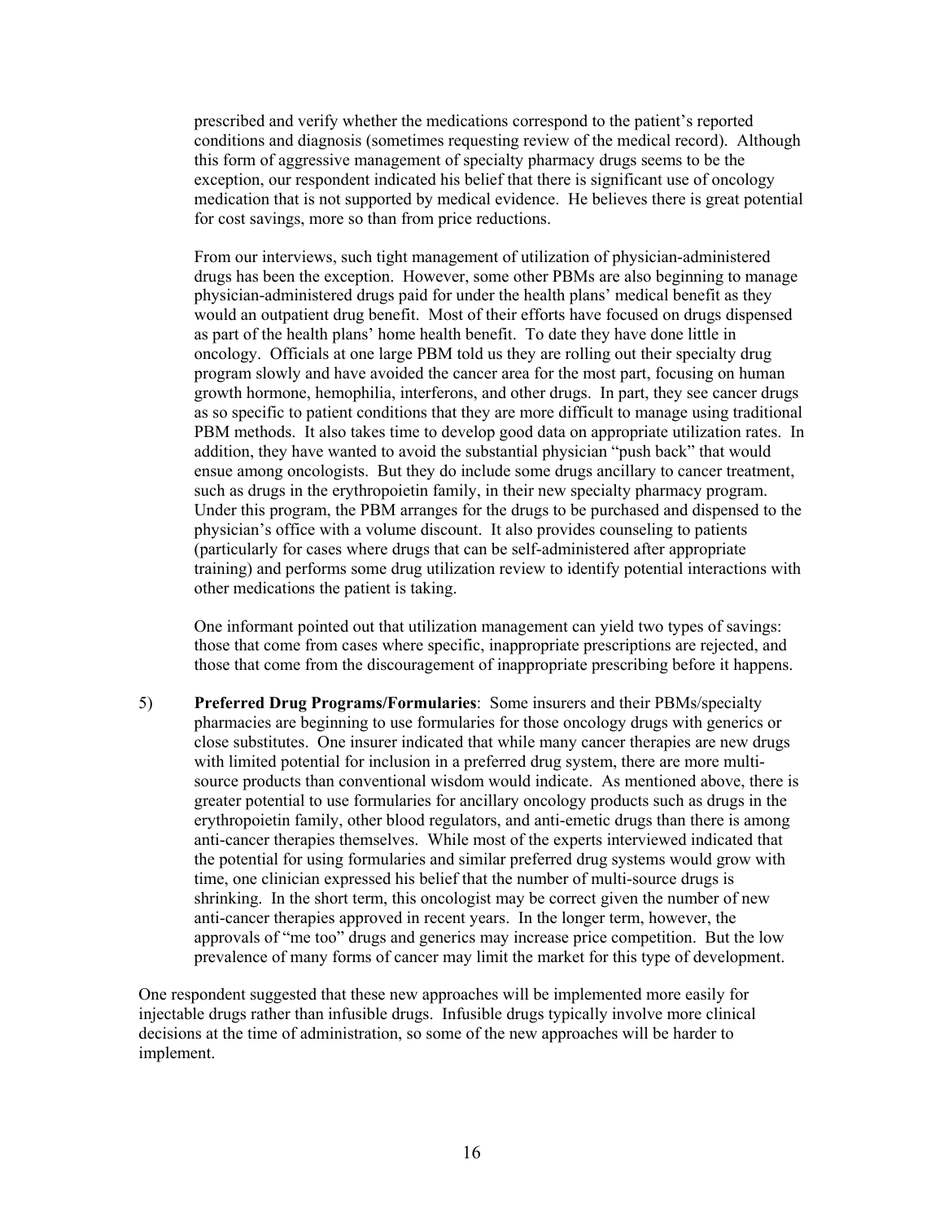prescribed and verify whether the medications correspond to the patient's reported conditions and diagnosis (sometimes requesting review of the medical record). Although this form of aggressive management of specialty pharmacy drugs seems to be the exception, our respondent indicated his belief that there is significant use of oncology medication that is not supported by medical evidence. He believes there is great potential for cost savings, more so than from price reductions.

From our interviews, such tight management of utilization of physician-administered drugs has been the exception. However, some other PBMs are also beginning to manage physician-administered drugs paid for under the health plans' medical benefit as they would an outpatient drug benefit. Most of their efforts have focused on drugs dispensed as part of the health plans' home health benefit. To date they have done little in oncology. Officials at one large PBM told us they are rolling out their specialty drug program slowly and have avoided the cancer area for the most part, focusing on human growth hormone, hemophilia, interferons, and other drugs. In part, they see cancer drugs as so specific to patient conditions that they are more difficult to manage using traditional PBM methods. It also takes time to develop good data on appropriate utilization rates. In addition, they have wanted to avoid the substantial physician "push back" that would ensue among oncologists. But they do include some drugs ancillary to cancer treatment, such as drugs in the erythropoietin family, in their new specialty pharmacy program. Under this program, the PBM arranges for the drugs to be purchased and dispensed to the physician's office with a volume discount. It also provides counseling to patients (particularly for cases where drugs that can be self-administered after appropriate training) and performs some drug utilization review to identify potential interactions with other medications the patient is taking.

One informant pointed out that utilization management can yield two types of savings: those that come from cases where specific, inappropriate prescriptions are rejected, and those that come from the discouragement of inappropriate prescribing before it happens.

5) **Preferred Drug Programs/Formularies**: Some insurers and their PBMs/specialty pharmacies are beginning to use formularies for those oncology drugs with generics or close substitutes. One insurer indicated that while many cancer therapies are new drugs with limited potential for inclusion in a preferred drug system, there are more multi-source products than conventional wisdom would indicate. As mentioned above, there is greater potential to use formularies for ancillary oncology products such as drugs in the erythropoietin family, other blood regulators, and anti-emetic drugs than there is among anti-cancer therapies themselves. While most of the experts interviewed indicated that the potential for using formularies and similar preferred drug systems would grow with time, one clinician expressed his belief that the number of multi-source drugs is shrinking. In the short term, this oncologist may be correct given the number of new anti-cancer therapies approved in recent years. In the longer term, however, the approvals of "me too" drugs and generics may increase price competition. But the low prevalence of many forms of cancer may limit the market for this type of development.

One respondent suggested that these new approaches will be implemented more easily for injectable drugs rather than infusible drugs. Infusible drugs typically involve more clinical decisions at the time of administration, so some of the new approaches will be harder to implement.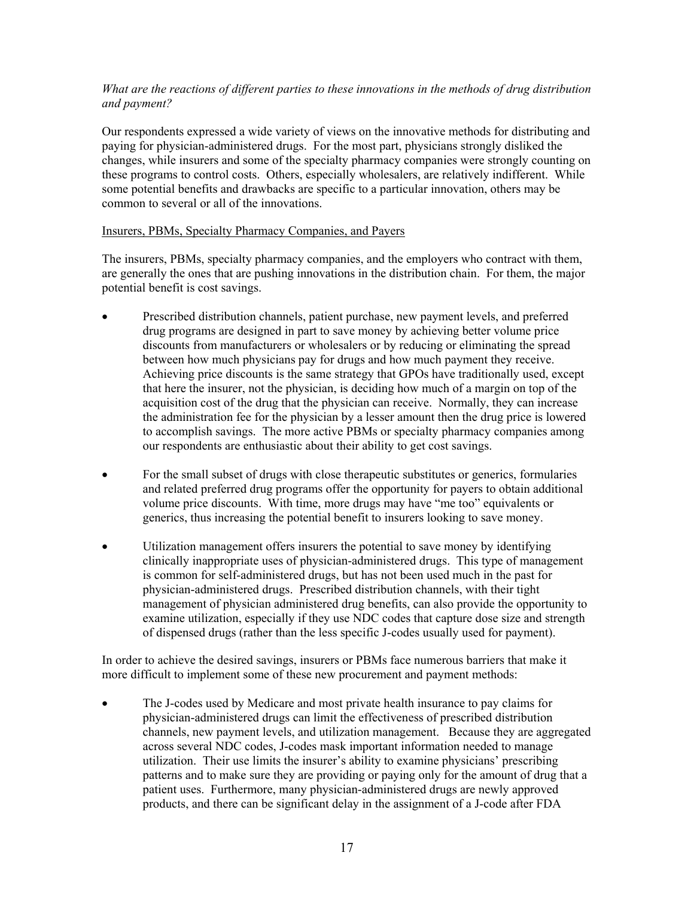*What are the reactions of different parties to these innovations in the methods of drug distribution and payment?*

Our respondents expressed a wide variety of views on the innovative methods for distributing and paying for physician-administered drugs. For the most part, physicians strongly disliked the changes, while insurers and some of the specialty pharmacy companies were strongly counting on these programs to control costs. Others, especially wholesalers, are relatively indifferent. While some potential benefits and drawbacks are specific to a particular innovation, others may be common to several or all of the innovations.

Insurers, PBMs, Specialty Pharmacy Companies, and Payers

The insurers, PBMs, specialty pharmacy companies, and the employers who contract with them, are generally the ones that are pushing innovations in the distribution chain. For them, the major potential benefit is cost savings.

- Prescribed distribution channels, patient purchase, new payment levels, and preferred drug programs are designed in part to save money by achieving better volume price discounts from manufacturers or wholesalers or by reducing or eliminating the spread between how much physicians pay for drugs and how much payment they receive. Achieving price discounts is the same strategy that GPOs have traditionally used, except that here the insurer, not the physician, is deciding how much of a margin on top of the acquisition cost of the drug that the physician can receive. Normally, they can increase the administration fee for the physician by a lesser amount then the drug price is lowered to accomplish savings. The more active PBMs or specialty pharmacy companies among our respondents are enthusiastic about their ability to get cost savings.
- For the small subset of drugs with close therapeutic substitutes or generics, formularies and related preferred drug programs offer the opportunity for payers to obtain additional volume price discounts. With time, more drugs may have "me too" equivalents or generics, thus increasing the potential benefit to insurers looking to save money.
- Utilization management offers insurers the potential to save money by identifying clinically inappropriate uses of physician-administered drugs. This type of management is common for self-administered drugs, but has not been used much in the past for physician-administered drugs. Prescribed distribution channels, with their tight management of physician administered drug benefits, can also provide the opportunity to examine utilization, especially if they use NDC codes that capture dose size and strength of dispensed drugs (rather than the less specific J-codes usually used for payment).

In order to achieve the desired savings, insurers or PBMs face numerous barriers that make it more difficult to implement some of these new procurement and payment methods:

- The J-codes used by Medicare and most private health insurance to pay claims for physician-administered drugs can limit the effectiveness of prescribed distribution channels, new payment levels, and utilization management. Because they are aggregated across several NDC codes, J-codes mask important information needed to manage utilization. Their use limits the insurer's ability to examine physicians' prescribing patterns and to make sure they are providing or paying only for the amount of drug that a patient uses. Furthermore, many physician-administered drugs are newly approved products, and there can be significant delay in the assignment of a J-code after FDA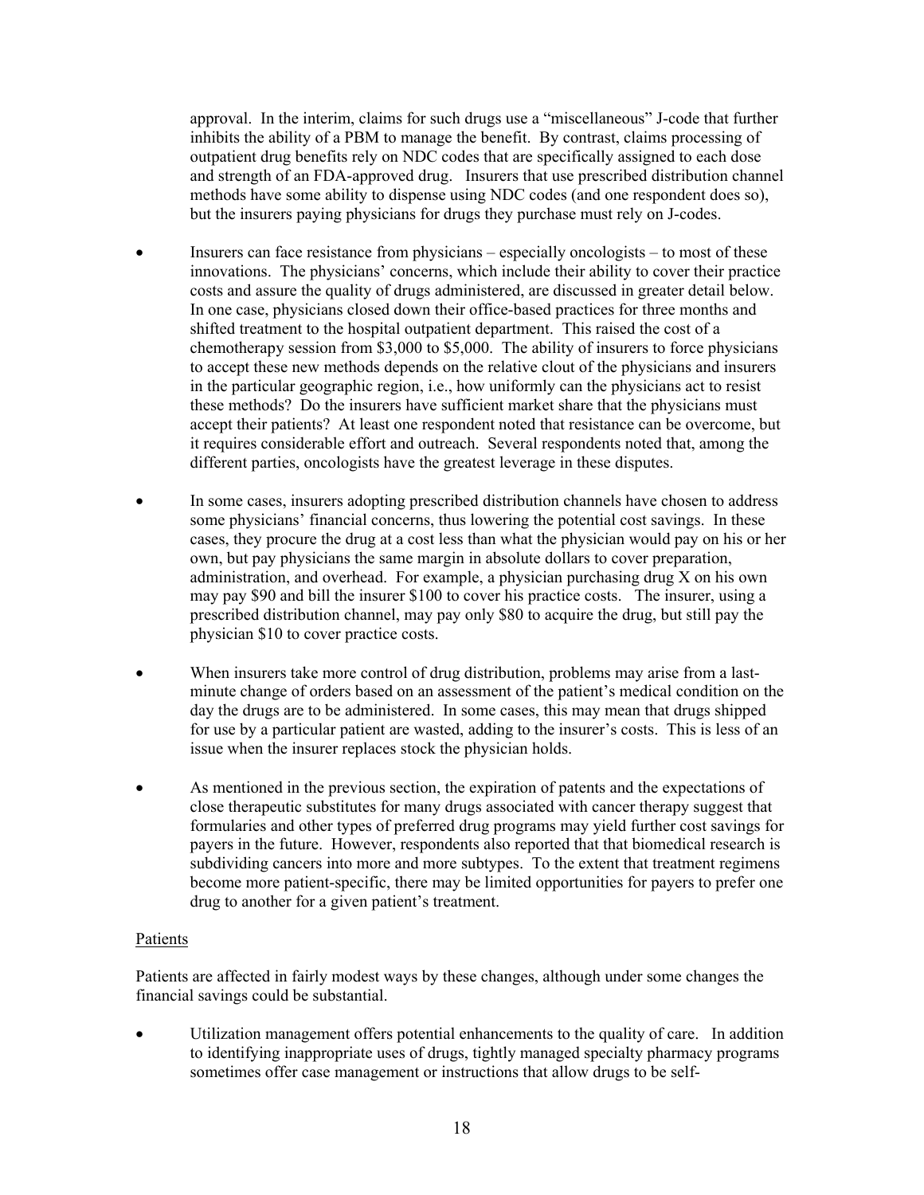approval. In the interim, claims for such drugs use a "miscellaneous" J-code that further inhibits the ability of a PBM to manage the benefit. By contrast, claims processing of outpatient drug benefits rely on NDC codes that are specifically assigned to each dose and strength of an FDA-approved drug. Insurers that use prescribed distribution channel methods have some ability to dispense using NDC codes (and one respondent does so), but the insurers paying physicians for drugs they purchase must rely on J-codes.

- Insurers can face resistance from physicians – especially oncologists – to most of these innovations. The physicians' concerns, which include their ability to cover their practice costs and assure the quality of drugs administered, are discussed in greater detail below. In one case, physicians closed down their office-based practices for three months and shifted treatment to the hospital outpatient department. This raised the cost of a chemotherapy session from $3,000 to $5,000. The ability of insurers to force physicians to accept these new methods depends on the relative clout of the physicians and insurers in the particular geographic region, i.e., how uniformly can the physicians act to resist these methods? Do the insurers have sufficient market share that the physicians must accept their patients? At least one respondent noted that resistance can be overcome, but it requires considerable effort and outreach. Several respondents noted that, among the different parties, oncologists have the greatest leverage in these disputes.

- In some cases, insurers adopting prescribed distribution channels have chosen to address some physicians' financial concerns, thus lowering the potential cost savings. In these cases, they procure the drug at a cost less than what the physician would pay on his or her own, but pay physicians the same margin in absolute dollars to cover preparation, administration, and overhead. For example, a physician purchasing drug X on his own may pay $90 and bill the insurer $100 to cover his practice costs. The insurer, using a prescribed distribution channel, may pay only $80 to acquire the drug, but still pay the physician $10 to cover practice costs.

- When insurers take more control of drug distribution, problems may arise from a last-minute change of orders based on an assessment of the patient's medical condition on the day the drugs are to be administered. In some cases, this may mean that drugs shipped for use by a particular patient are wasted, adding to the insurer's costs. This is less of an issue when the insurer replaces stock the physician holds.

- As mentioned in the previous section, the expiration of patents and the expectations of close therapeutic substitutes for many drugs associated with cancer therapy suggest that formularies and other types of preferred drug programs may yield further cost savings for payers in the future. However, respondents also reported that that biomedical research is subdividing cancers into more and more subtypes. To the extent that treatment regimens become more patient-specific, there may be limited opportunities for payers to prefer one drug to another for a given patient's treatment.

Patients

Patients are affected in fairly modest ways by these changes, although under some changes the financial savings could be substantial.

- Utilization management offers potential enhancements to the quality of care. In addition to identifying inappropriate uses of drugs, tightly managed specialty pharmacy programs sometimes offer case management or instructions that allow drugs to be self-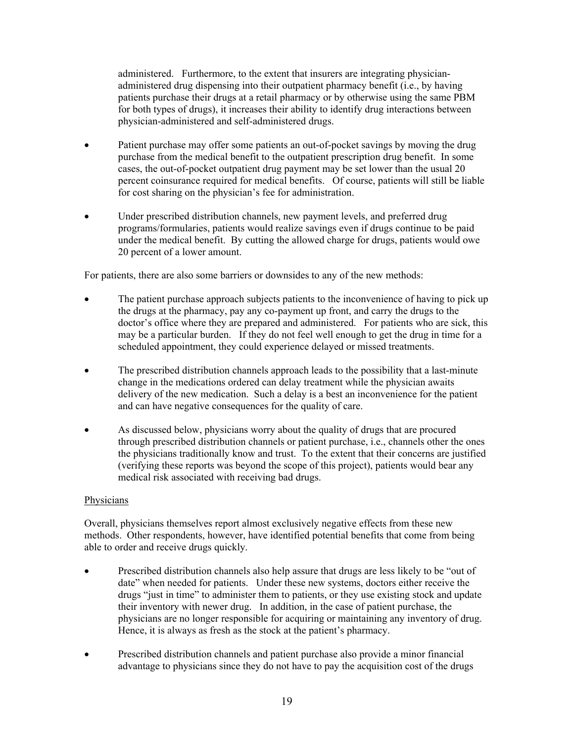administered. Furthermore, to the extent that insurers are integrating physician-administered drug dispensing into their outpatient pharmacy benefit (i.e., by having patients purchase their drugs at a retail pharmacy or by otherwise using the same PBM for both types of drugs), it increases their ability to identify drug interactions between physician-administered and self-administered drugs.

- Patient purchase may offer some patients an out-of-pocket savings by moving the drug purchase from the medical benefit to the outpatient prescription drug benefit. In some cases, the out-of-pocket outpatient drug payment may be set lower than the usual 20 percent coinsurance required for medical benefits. Of course, patients will still be liable for cost sharing on the physician's fee for administration.

- Under prescribed distribution channels, new payment levels, and preferred drug programs/formularies, patients would realize savings even if drugs continue to be paid under the medical benefit. By cutting the allowed charge for drugs, patients would owe 20 percent of a lower amount.

For patients, there are also some barriers or downsides to any of the new methods:

- The patient purchase approach subjects patients to the inconvenience of having to pick up the drugs at the pharmacy, pay any co-payment up front, and carry the drugs to the doctor's office where they are prepared and administered. For patients who are sick, this may be a particular burden. If they do not feel well enough to get the drug in time for a scheduled appointment, they could experience delayed or missed treatments.

- The prescribed distribution channels approach leads to the possibility that a last-minute change in the medications ordered can delay treatment while the physician awaits delivery of the new medication. Such a delay is a best an inconvenience for the patient and can have negative consequences for the quality of care.

- As discussed below, physicians worry about the quality of drugs that are procured through prescribed distribution channels or patient purchase, i.e., channels other the ones the physicians traditionally know and trust. To the extent that their concerns are justified (verifying these reports was beyond the scope of this project), patients would bear any medical risk associated with receiving bad drugs.

Physicians

Overall, physicians themselves report almost exclusively negative effects from these new methods. Other respondents, however, have identified potential benefits that come from being able to order and receive drugs quickly.

- Prescribed distribution channels also help assure that drugs are less likely to be "out of date" when needed for patients. Under these new systems, doctors either receive the drugs "just in time" to administer them to patients, or they use existing stock and update their inventory with newer drug. In addition, in the case of patient purchase, the physicians are no longer responsible for acquiring or maintaining any inventory of drug. Hence, it is always as fresh as the stock at the patient's pharmacy.

- Prescribed distribution channels and patient purchase also provide a minor financial advantage to physicians since they do not have to pay the acquisition cost of the drugs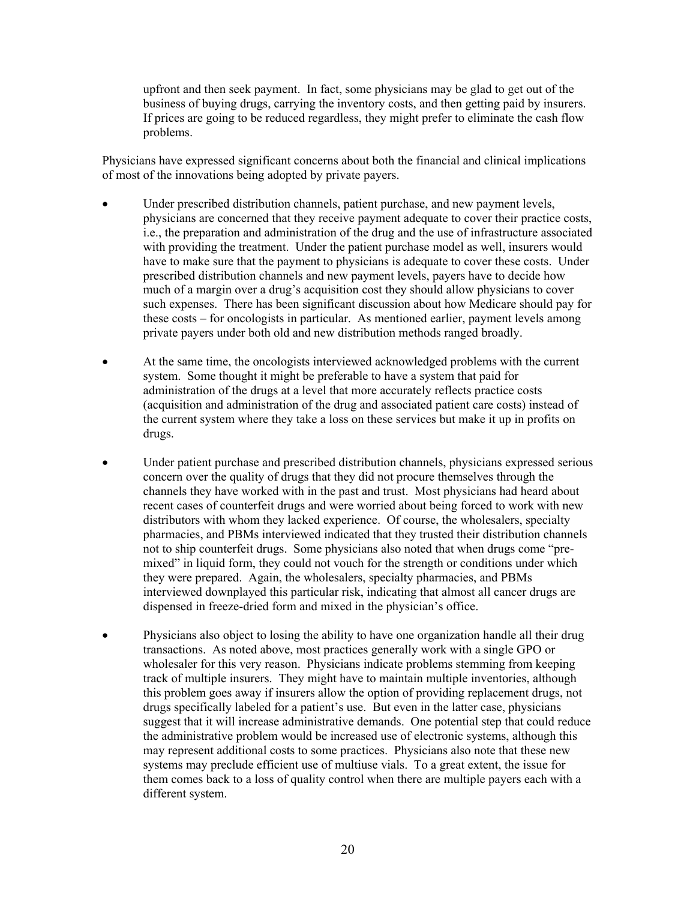upfront and then seek payment. In fact, some physicians may be glad to get out of the business of buying drugs, carrying the inventory costs, and then getting paid by insurers. If prices are going to be reduced regardless, they might prefer to eliminate the cash flow problems.

Physicians have expressed significant concerns about both the financial and clinical implications of most of the innovations being adopted by private payers.

- Under prescribed distribution channels, patient purchase, and new payment levels, physicians are concerned that they receive payment adequate to cover their practice costs, i.e., the preparation and administration of the drug and the use of infrastructure associated with providing the treatment. Under the patient purchase model as well, insurers would have to make sure that the payment to physicians is adequate to cover these costs. Under prescribed distribution channels and new payment levels, payers have to decide how much of a margin over a drug's acquisition cost they should allow physicians to cover such expenses. There has been significant discussion about how Medicare should pay for these costs – for oncologists in particular. As mentioned earlier, payment levels among private payers under both old and new distribution methods ranged broadly.

- At the same time, the oncologists interviewed acknowledged problems with the current system. Some thought it might be preferable to have a system that paid for administration of the drugs at a level that more accurately reflects practice costs (acquisition and administration of the drug and associated patient care costs) instead of the current system where they take a loss on these services but make it up in profits on drugs.

- Under patient purchase and prescribed distribution channels, physicians expressed serious concern over the quality of drugs that they did not procure themselves through the channels they have worked with in the past and trust. Most physicians had heard about recent cases of counterfeit drugs and were worried about being forced to work with new distributors with whom they lacked experience. Of course, the wholesalers, specialty pharmacies, and PBMs interviewed indicated that they trusted their distribution channels not to ship counterfeit drugs. Some physicians also noted that when drugs come "pre-mixed" in liquid form, they could not vouch for the strength or conditions under which they were prepared. Again, the wholesalers, specialty pharmacies, and PBMs interviewed downplayed this particular risk, indicating that almost all cancer drugs are dispensed in freeze-dried form and mixed in the physician's office.

- Physicians also object to losing the ability to have one organization handle all their drug transactions. As noted above, most practices generally work with a single GPO or wholesaler for this very reason. Physicians indicate problems stemming from keeping track of multiple insurers. They might have to maintain multiple inventories, although this problem goes away if insurers allow the option of providing replacement drugs, not drugs specifically labeled for a patient's use. But even in the latter case, physicians suggest that it will increase administrative demands. One potential step that could reduce the administrative problem would be increased use of electronic systems, although this may represent additional costs to some practices. Physicians also note that these new systems may preclude efficient use of multiuse vials. To a great extent, the issue for them comes back to a loss of quality control when there are multiple payers each with a different system.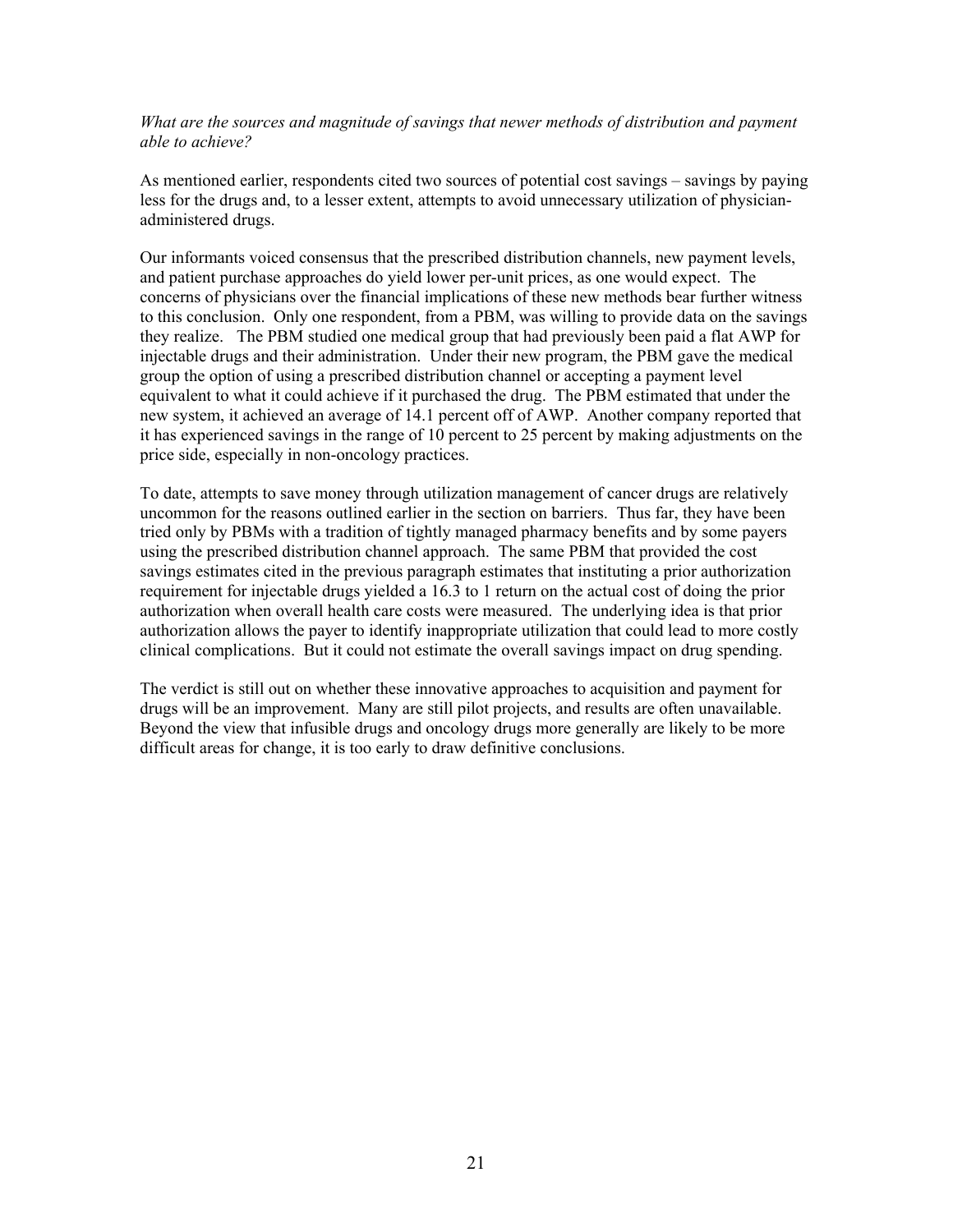*What are the sources and magnitude of savings that newer methods of distribution and payment able to achieve?*

As mentioned earlier, respondents cited two sources of potential cost savings – savings by paying less for the drugs and, to a lesser extent, attempts to avoid unnecessary utilization of physician-administered drugs.

Our informants voiced consensus that the prescribed distribution channels, new payment levels, and patient purchase approaches do yield lower per-unit prices, as one would expect. The concerns of physicians over the financial implications of these new methods bear further witness to this conclusion. Only one respondent, from a PBM, was willing to provide data on the savings they realize. The PBM studied one medical group that had previously been paid a flat AWP for injectable drugs and their administration. Under their new program, the PBM gave the medical group the option of using a prescribed distribution channel or accepting a payment level equivalent to what it could achieve if it purchased the drug. The PBM estimated that under the new system, it achieved an average of 14.1 percent off of AWP. Another company reported that it has experienced savings in the range of 10 percent to 25 percent by making adjustments on the price side, especially in non-oncology practices.

To date, attempts to save money through utilization management of cancer drugs are relatively uncommon for the reasons outlined earlier in the section on barriers. Thus far, they have been tried only by PBMs with a tradition of tightly managed pharmacy benefits and by some payers using the prescribed distribution channel approach. The same PBM that provided the cost savings estimates cited in the previous paragraph estimates that instituting a prior authorization requirement for injectable drugs yielded a 16.3 to 1 return on the actual cost of doing the prior authorization when overall health care costs were measured. The underlying idea is that prior authorization allows the payer to identify inappropriate utilization that could lead to more costly clinical complications. But it could not estimate the overall savings impact on drug spending.

The verdict is still out on whether these innovative approaches to acquisition and payment for drugs will be an improvement. Many are still pilot projects, and results are often unavailable. Beyond the view that infusible drugs and oncology drugs more generally are likely to be more difficult areas for change, it is too early to draw definitive conclusions.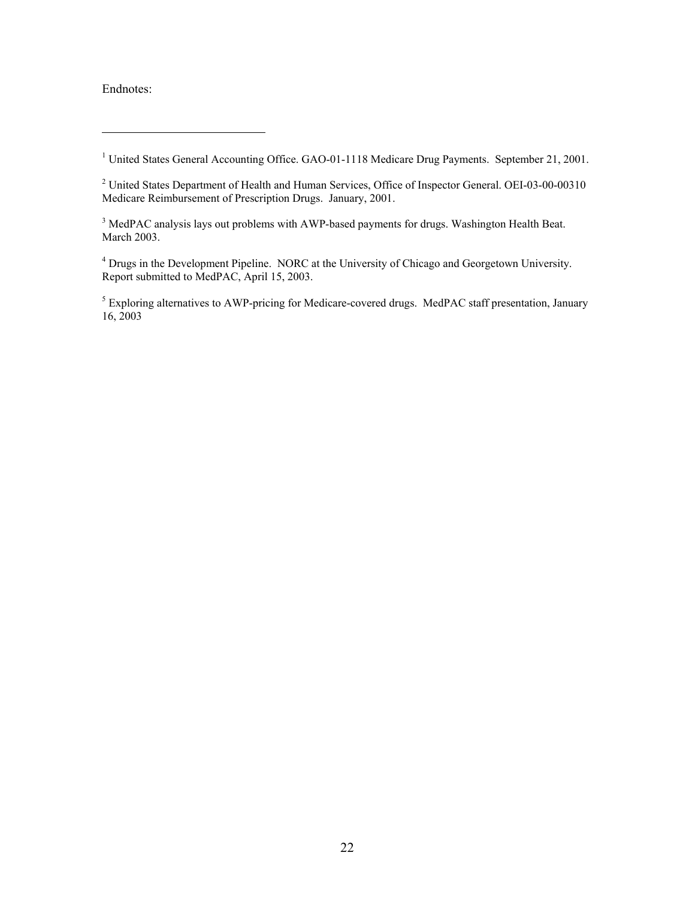Endnotes:

---

[1] United States General Accounting Office. GAO-01-1118 Medicare Drug Payments. September 21, 2001.

[2] United States Department of Health and Human Services, Office of Inspector General. OEI-03-00-00310 Medicare Reimbursement of Prescription Drugs. January, 2001.

[3] MedPAC analysis lays out problems with AWP-based payments for drugs. Washington Health Beat. March 2003.

[4] Drugs in the Development Pipeline. NORC at the University of Chicago and Georgetown University. Report submitted to MedPAC, April 15, 2003.

[5] Exploring alternatives to AWP-pricing for Medicare-covered drugs. MedPAC staff presentation, January 16, 2003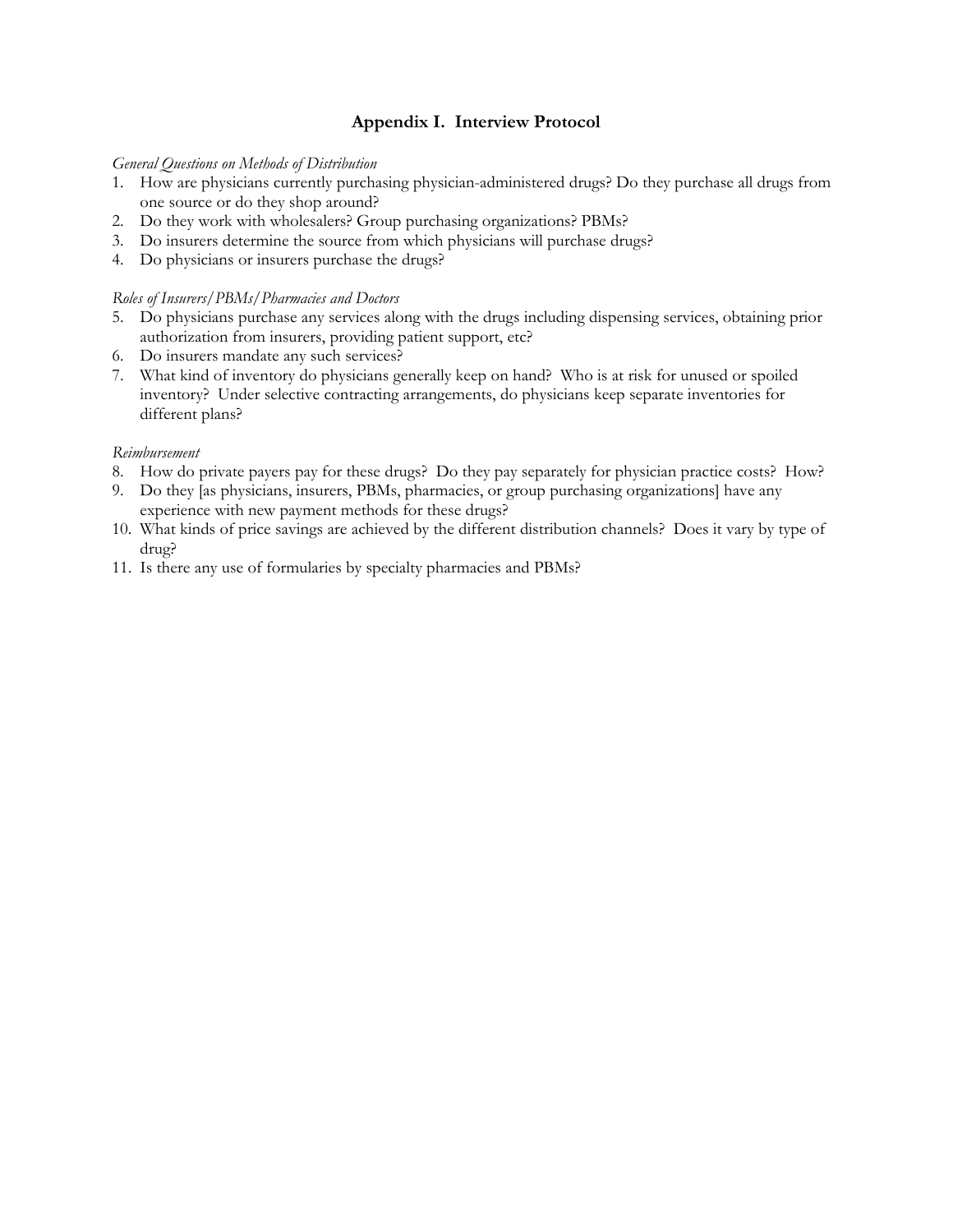## Appendix I. Interview Protocol

*General Questions on Methods of Distribution*

1. How are physicians currently purchasing physician-administered drugs? Do they purchase all drugs from one source or do they shop around?
2. Do they work with wholesalers? Group purchasing organizations? PBMs?
3. Do insurers determine the source from which physicians will purchase drugs?
4. Do physicians or insurers purchase the drugs?

*Roles of Insurers/PBMs/Pharmacies and Doctors*

5. Do physicians purchase any services along with the drugs including dispensing services, obtaining prior authorization from insurers, providing patient support, etc?
6. Do insurers mandate any such services?
7. What kind of inventory do physicians generally keep on hand? Who is at risk for unused or spoiled inventory? Under selective contracting arrangements, do physicians keep separate inventories for different plans?

*Reimbursement*

8. How do private payers pay for these drugs? Do they pay separately for physician practice costs? How?
9. Do they [as physicians, insurers, PBMs, pharmacies, or group purchasing organizations] have any experience with new payment methods for these drugs?
10. What kinds of price savings are achieved by the different distribution channels? Does it vary by type of drug?
11. Is there any use of formularies by specialty pharmacies and PBMs?